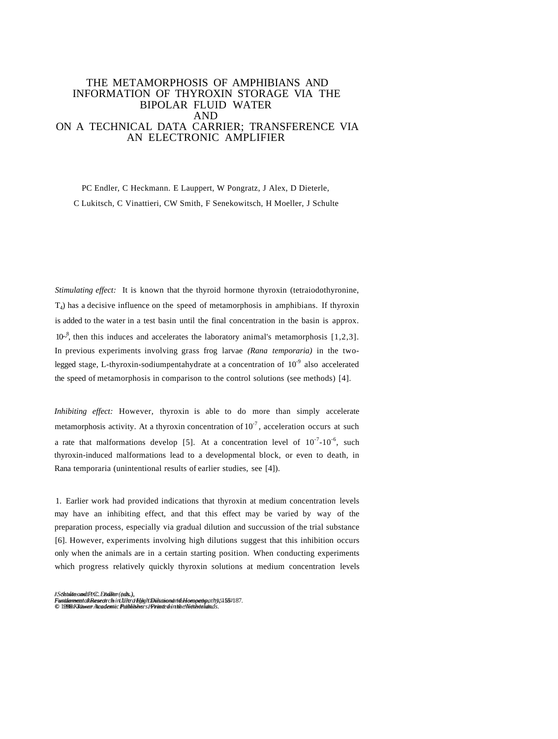# THE METAMORPHOSIS OF AMPHIBIANS AND INFORMATION OF THYROXIN STORAGE VIA THE BIPOLAR FLUID WATER AND ON A TECHNICAL DATA CARRIER; TRANSFERENCE VIA AN ELECTRONIC AMPLIFIER

PC Endler, C Heckmann. E Lauppert, W Pongratz, J Alex, D Dieterle, C Lukitsch, C Vinattieri, CW Smith, F Senekowitsch, H Moeller, J Schulte

*Stimulating effect:* It is known that the thyroid hormone thyroxin (tetraiodothyronine, $T_4$) has a decisive influence on the speed of metamorphosis in amphibians. If thyroxin is added to the water in a test basin until the final concentration in the basin is approx. $10^{-8}$, then this induces and accelerates the laboratory animal's metamorphosis [1,2,3]. In previous experiments involving grass frog larvae *(Rana temporaria)* in the two-legged stage, L-thyroxin-sodiumpentahydrate at a concentration of $10^{-9}$ also accelerated the speed of metamorphosis in comparison to the control solutions (see methods) [4].

*Inhibiting effect:* However, thyroxin is able to do more than simply accelerate metamorphosis activity. At a thyroxin concentration of $10^{-7}$, acceleration occurs at such a rate that malformations develop [5]. At a concentration level of $10^{-7}$-$10^{-6}$, such thyroxin-induced malformations lead to a developmental block, or even to death, in Rana temporaria (unintentional results of earlier studies, see [4]).

1. Earlier work had provided indications that thyroxin at medium concentration levels may have an inhibiting effect, and that this effect may be varied by way of the preparation process, especially via gradual dilution and succussion of the trial substance [6]. However, experiments involving high dilutions suggest that this inhibition occurs only when the animals are in a certain starting position. When conducting experiments which progress relatively quickly thyroxin solutions at medium concentration levels

*J. Schulte and P.C. Endler (eds.), Fundamental Research in Ultra High Dilution and Homoeopathy, 155-187.*
*© 1998 Kluwer Academic Publishers. Printed in the Netherlands.*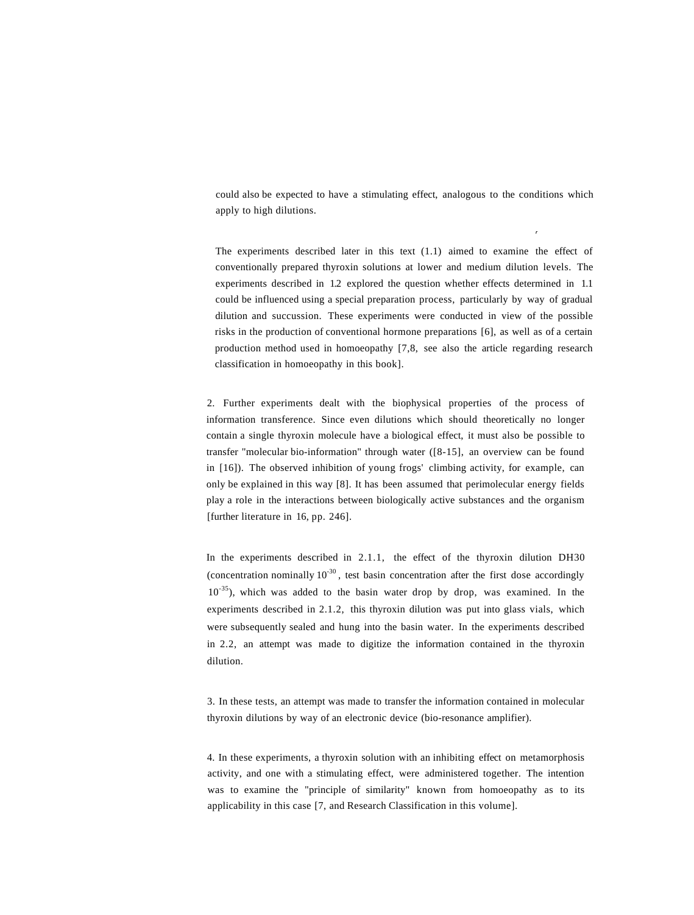could also be expected to have a stimulating effect, analogous to the conditions which apply to high dilutions.

The experiments described later in this text (1.1) aimed to examine the effect of conventionally prepared thyroxin solutions at lower and medium dilution levels. The experiments described in 1.2 explored the question whether effects determined in 1.1 could be influenced using a special preparation process, particularly by way of gradual dilution and succussion. These experiments were conducted in view of the possible risks in the production of conventional hormone preparations [6], as well as of a certain production method used in homoeopathy [7,8, see also the article regarding research classification in homoeopathy in this book].

2. Further experiments dealt with the biophysical properties of the process of information transference. Since even dilutions which should theoretically no longer contain a single thyroxin molecule have a biological effect, it must also be possible to transfer "molecular bio-information" through water ([8-15], an overview can be found in [16]). The observed inhibition of young frogs' climbing activity, for example, can only be explained in this way [8]. It has been assumed that perimolecular energy fields play a role in the interactions between biologically active substances and the organism [further literature in 16, pp. 246].

In the experiments described in 2.1.1, the effect of the thyroxin dilution DH30 (concentration nominally $10^{-30}$, test basin concentration after the first dose accordingly $10^{-35}$), which was added to the basin water drop by drop, was examined. In the experiments described in 2.1.2, this thyroxin dilution was put into glass vials, which were subsequently sealed and hung into the basin water. In the experiments described in 2.2, an attempt was made to digitize the information contained in the thyroxin dilution.

3. In these tests, an attempt was made to transfer the information contained in molecular thyroxin dilutions by way of an electronic device (bio-resonance amplifier).

4. In these experiments, a thyroxin solution with an inhibiting effect on metamorphosis activity, and one with a stimulating effect, were administered together. The intention was to examine the "principle of similarity" known from homoeopathy as to its applicability in this case [7, and Research Classification in this volume].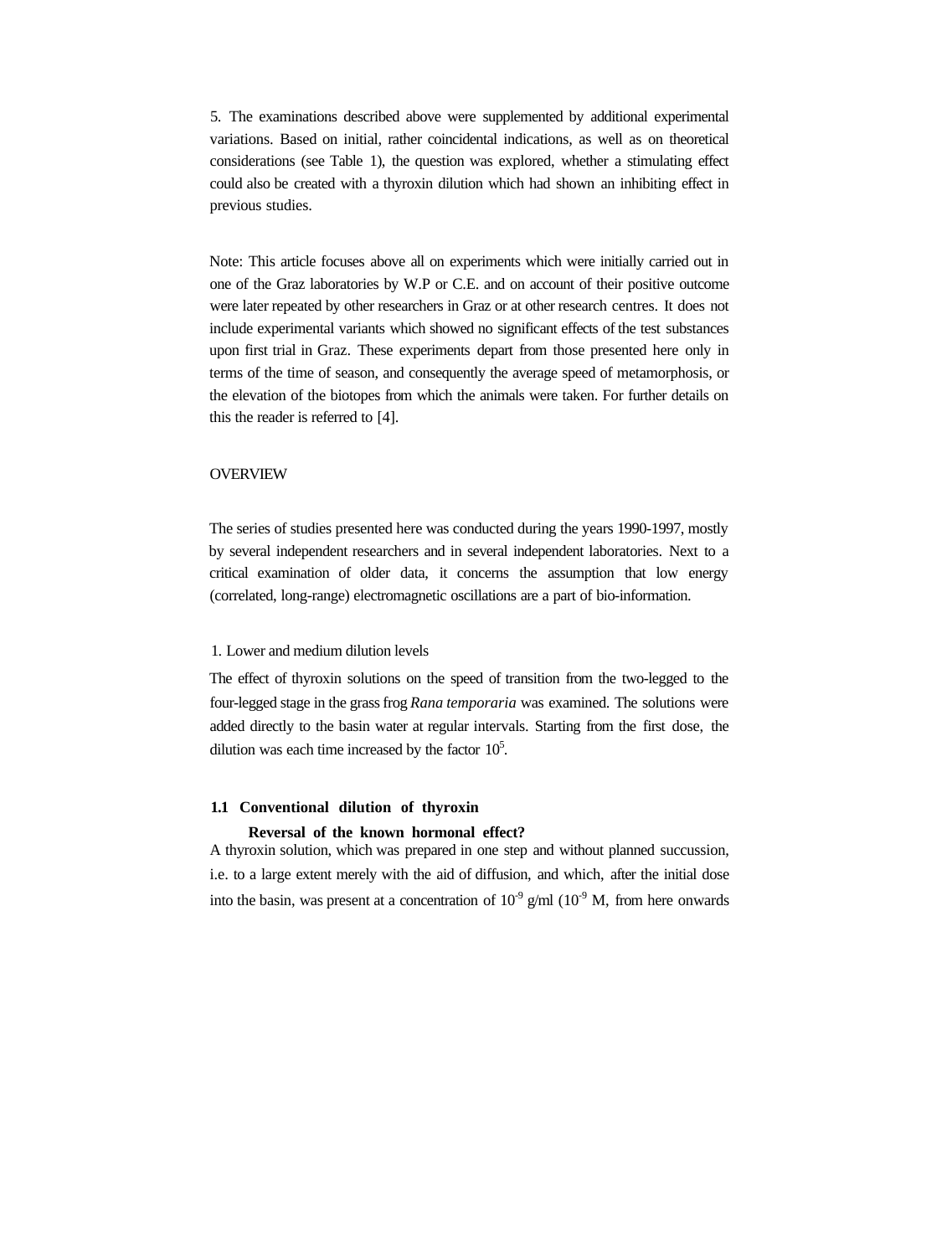5. The examinations described above were supplemented by additional experimental variations. Based on initial, rather coincidental indications, as well as on theoretical considerations (see Table 1), the question was explored, whether a stimulating effect could also be created with a thyroxin dilution which had shown an inhibiting effect in previous studies.

Note: This article focuses above all on experiments which were initially carried out in one of the Graz laboratories by W.P or C.E. and on account of their positive outcome were later repeated by other researchers in Graz or at other research centres. It does not include experimental variants which showed no significant effects of the test substances upon first trial in Graz. These experiments depart from those presented here only in terms of the time of season, and consequently the average speed of metamorphosis, or the elevation of the biotopes from which the animals were taken. For further details on this the reader is referred to [4].

## OVERVIEW

The series of studies presented here was conducted during the years 1990-1997, mostly by several independent researchers and in several independent laboratories. Next to a critical examination of older data, it concerns the assumption that low energy (correlated, long-range) electromagnetic oscillations are a part of bio-information.

### 1. Lower and medium dilution levels

The effect of thyroxin solutions on the speed of transition from the two-legged to the four-legged stage in the grass frog *Rana temporaria* was examined. The solutions were added directly to the basin water at regular intervals. Starting from the first dose, the dilution was each time increased by the factor $10^5$.

#### 1.1 Conventional dilution of thyroxin

**Reversal of the known hormonal effect?**

A thyroxin solution, which was prepared in one step and without planned succussion, i.e. to a large extent merely with the aid of diffusion, and which, after the initial dose into the basin, was present at a concentration of $10^{-9}$ g/ml ($10^{-9}$ M, from here onwards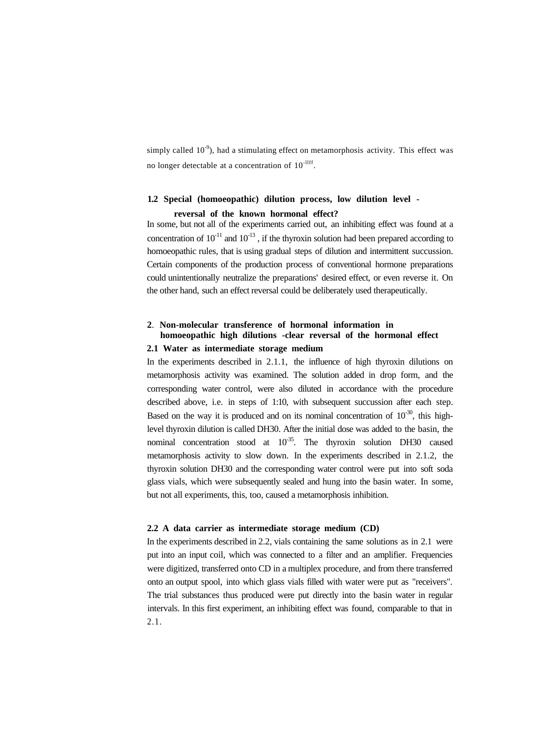simply called $10^{-9}$), had a stimulating effect on metamorphosis activity. This effect was no longer detectable at a concentration of $10^{-llff}$.

### 1.2 Special (homoeopathic) dilution process, low dilution level - reversal of the known hormonal effect?

In some, but not all of the experiments carried out, an inhibiting effect was found at a concentration of $10^{-11}$ and $10^{-13}$ , if the thyroxin solution had been prepared according to homoeopathic rules, that is using gradual steps of dilution and intermittent succussion. Certain components of the production process of conventional hormone preparations could unintentionally neutralize the preparations' desired effect, or even reverse it. On the other hand, such an effect reversal could be deliberately used therapeutically.

## 2. Non-molecular transference of hormonal information in homoeopathic high dilutions -clear reversal of the hormonal effect

### 2.1 Water as intermediate storage medium

In the experiments described in 2.1.1, the influence of high thyroxin dilutions on metamorphosis activity was examined. The solution added in drop form, and the corresponding water control, were also diluted in accordance with the procedure described above, i.e. in steps of 1:10, with subsequent succussion after each step. Based on the way it is produced and on its nominal concentration of $10^{-30}$, this high-level thyroxin dilution is called DH30. After the initial dose was added to the basin, the nominal concentration stood at $10^{-35}$. The thyroxin solution DH30 caused metamorphosis activity to slow down. In the experiments described in 2.1.2, the thyroxin solution DH30 and the corresponding water control were put into soft soda glass vials, which were subsequently sealed and hung into the basin water. In some, but not all experiments, this, too, caused a metamorphosis inhibition.

### 2.2 A data carrier as intermediate storage medium (CD)

In the experiments described in 2.2, vials containing the same solutions as in 2.1 were put into an input coil, which was connected to a filter and an amplifier. Frequencies were digitized, transferred onto CD in a multiplex procedure, and from there transferred onto an output spool, into which glass vials filled with water were put as "receivers". The trial substances thus produced were put directly into the basin water in regular intervals. In this first experiment, an inhibiting effect was found, comparable to that in 2.1.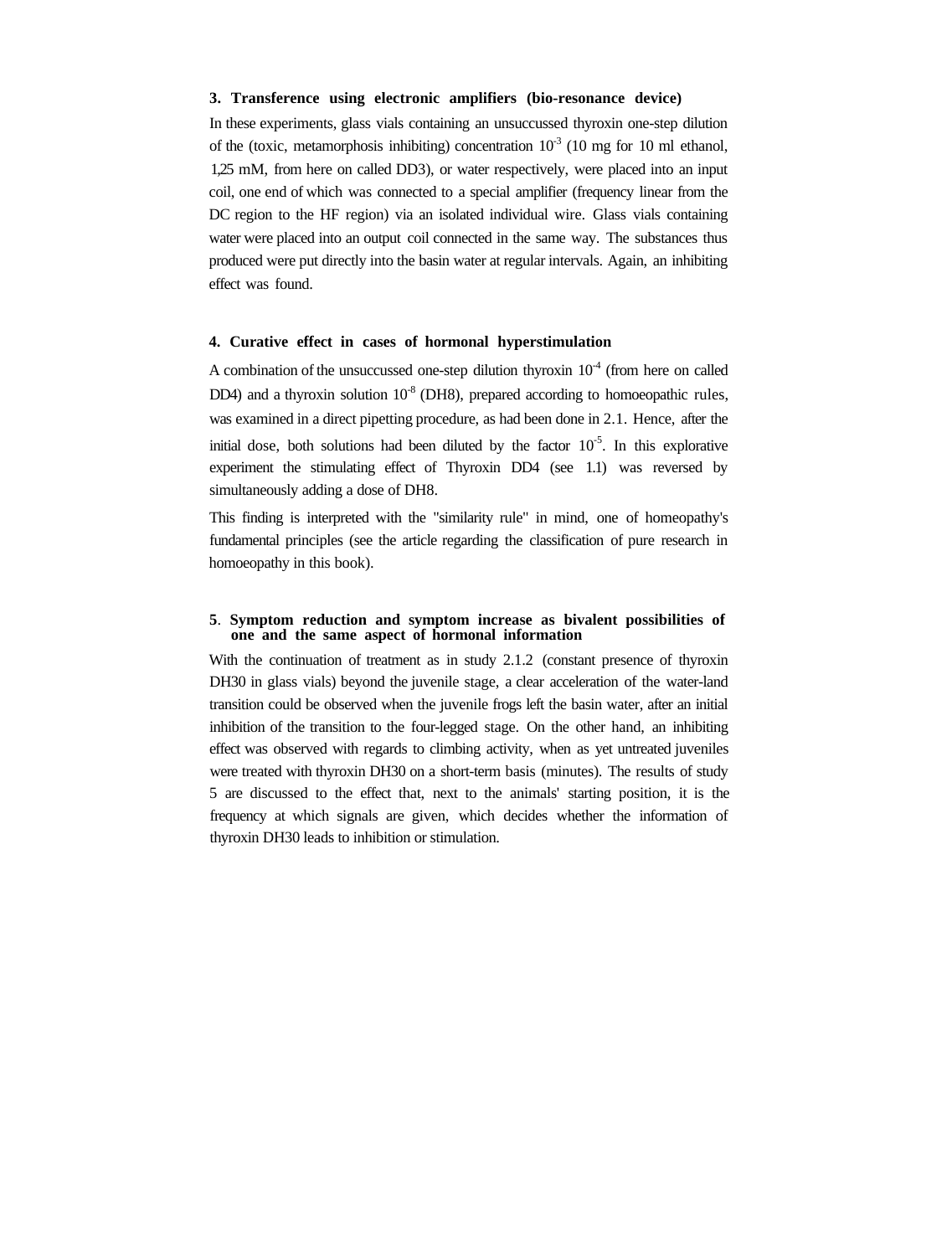### 3. Transference using electronic amplifiers (bio-resonance device)

In these experiments, glass vials containing an unsuccussed thyroxin one-step dilution of the (toxic, metamorphosis inhibiting) concentration $10^{-3}$ (10 mg for 10 ml ethanol, 1,25 mM, from here on called DD3), or water respectively, were placed into an input coil, one end of which was connected to a special amplifier (frequency linear from the DC region to the HF region) via an isolated individual wire. Glass vials containing water were placed into an output coil connected in the same way. The substances thus produced were put directly into the basin water at regular intervals. Again, an inhibiting effect was found.

### 4. Curative effect in cases of hormonal hyperstimulation

A combination of the unsuccussed one-step dilution thyroxin $10^{-4}$ (from here on called DD4) and a thyroxin solution $10^{-8}$ (DH8), prepared according to homoeopathic rules, was examined in a direct pipetting procedure, as had been done in 2.1. Hence, after the initial dose, both solutions had been diluted by the factor $10^{-5}$. In this explorative experiment the stimulating effect of Thyroxin DD4 (see 1.1) was reversed by simultaneously adding a dose of DH8.

This finding is interpreted with the "similarity rule" in mind, one of homeopathy's fundamental principles (see the article regarding the classification of pure research in homoeopathy in this book).

### 5. Symptom reduction and symptom increase as bivalent possibilities of one and the same aspect of hormonal information

With the continuation of treatment as in study 2.1.2 (constant presence of thyroxin DH30 in glass vials) beyond the juvenile stage, a clear acceleration of the water-land transition could be observed when the juvenile frogs left the basin water, after an initial inhibition of the transition to the four-legged stage. On the other hand, an inhibiting effect was observed with regards to climbing activity, when as yet untreated juveniles were treated with thyroxin DH30 on a short-term basis (minutes). The results of study 5 are discussed to the effect that, next to the animals' starting position, it is the frequency at which signals are given, which decides whether the information of thyroxin DH30 leads to inhibition or stimulation.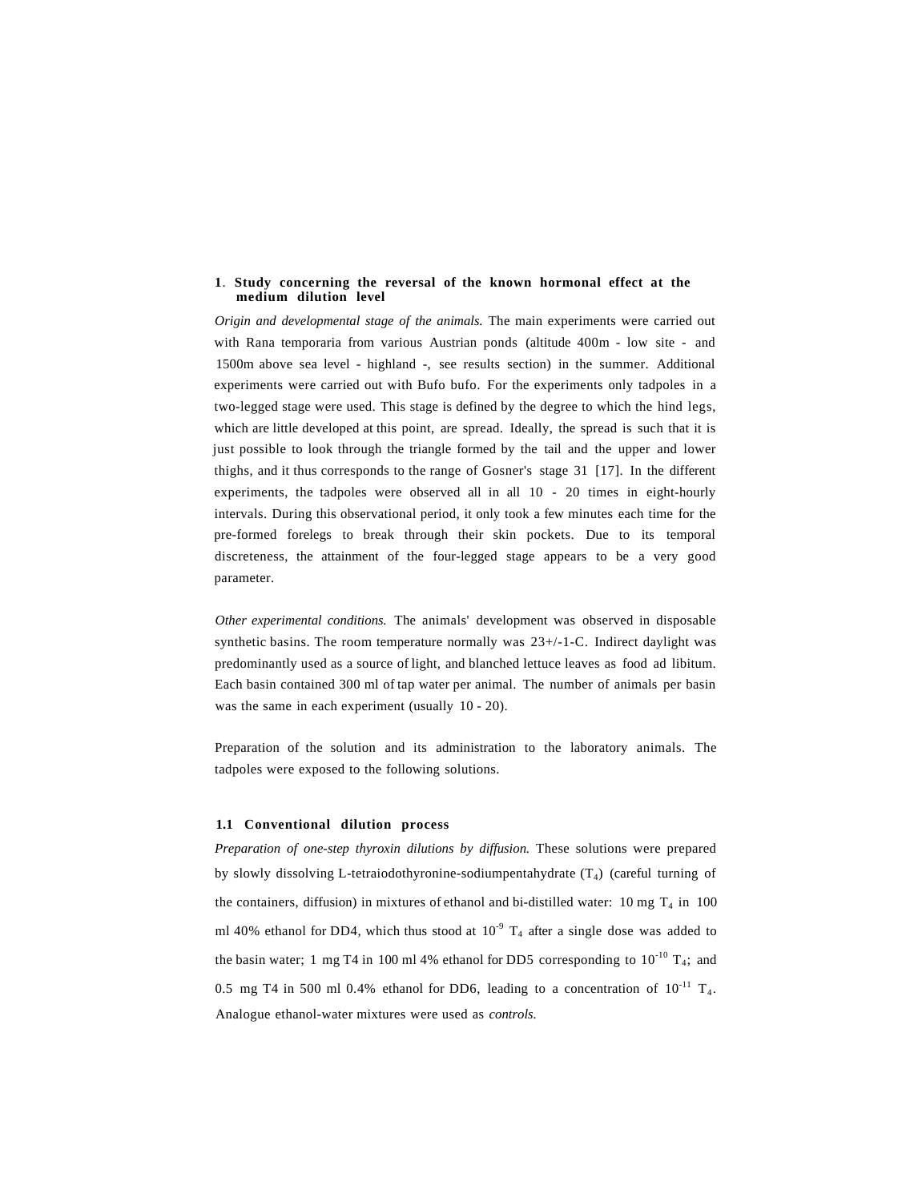## 1. Study concerning the reversal of the known hormonal effect at the medium dilution level

*Origin and developmental stage of the animals.* The main experiments were carried out with Rana temporaria from various Austrian ponds (altitude 400m - low site - and 1500m above sea level - highland -, see results section) in the summer. Additional experiments were carried out with Bufo bufo. For the experiments only tadpoles in a two-legged stage were used. This stage is defined by the degree to which the hind legs, which are little developed at this point, are spread. Ideally, the spread is such that it is just possible to look through the triangle formed by the tail and the upper and lower thighs, and it thus corresponds to the range of Gosner's stage 31 [17]. In the different experiments, the tadpoles were observed all in all 10 - 20 times in eight-hourly intervals. During this observational period, it only took a few minutes each time for the pre-formed forelegs to break through their skin pockets. Due to its temporal discreteness, the attainment of the four-legged stage appears to be a very good parameter.

*Other experimental conditions.* The animals' development was observed in disposable synthetic basins. The room temperature normally was 23+/-1-C. Indirect daylight was predominantly used as a source of light, and blanched lettuce leaves as food ad libitum. Each basin contained 300 ml of tap water per animal. The number of animals per basin was the same in each experiment (usually 10 - 20).

Preparation of the solution and its administration to the laboratory animals. The tadpoles were exposed to the following solutions.

### 1.1 Conventional dilution process

*Preparation of one-step thyroxin dilutions by diffusion.* These solutions were prepared by slowly dissolving L-tetraiodothyronine-sodiumpentahydrate ($T_4$) (careful turning of the containers, diffusion) in mixtures of ethanol and bi-distilled water: 10 mg $T_4$ in 100 ml 40% ethanol for DD4, which thus stood at $10^{-9}$ $T_4$ after a single dose was added to the basin water; 1 mg T4 in 100 ml 4% ethanol for DD5 corresponding to $10^{-10}$ $T_4$; and 0.5 mg T4 in 500 ml 0.4% ethanol for DD6, leading to a concentration of $10^{-11}$ $T_4$. Analogue ethanol-water mixtures were used as *controls.*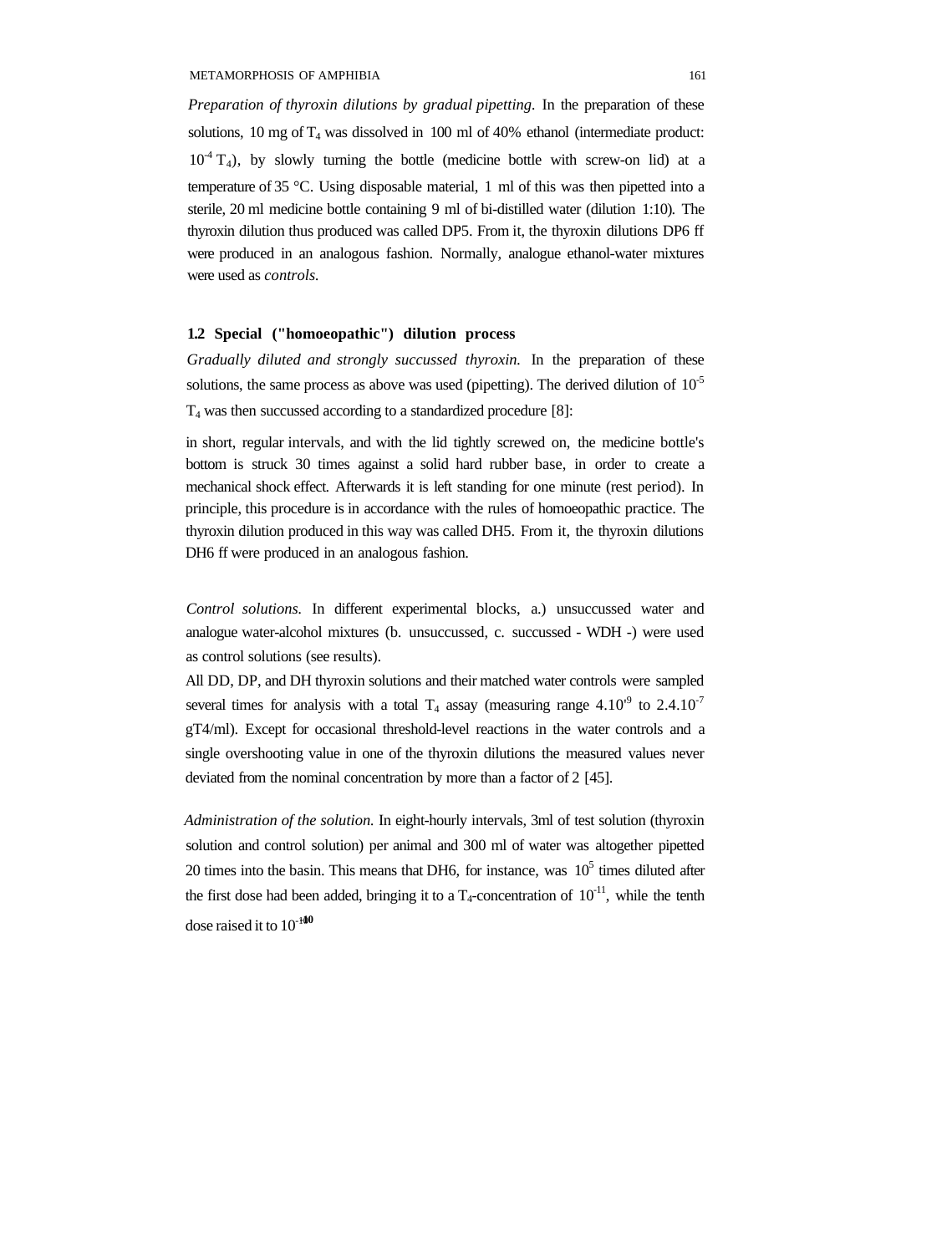*Preparation of thyroxin dilutions by gradual pipetting.* In the preparation of these solutions, 10 mg of $T_4$ was dissolved in 100 ml of 40% ethanol (intermediate product: $10^{-4}$ $T_4$), by slowly turning the bottle (medicine bottle with screw-on lid) at a temperature of 35 °C. Using disposable material, 1 ml of this was then pipetted into a sterile, 20 ml medicine bottle containing 9 ml of bi-distilled water (dilution 1:10). The thyroxin dilution thus produced was called DP5. From it, the thyroxin dilutions DP6 ff were produced in an analogous fashion. Normally, analogue ethanol-water mixtures were used as *controls.*

### 1.2 Special ("homoeopathic") dilution process

*Gradually diluted and strongly succussed thyroxin.* In the preparation of these solutions, the same process as above was used (pipetting). The derived dilution of $10^{-5}$ $T_4$ was then succussed according to a standardized procedure [8]:

in short, regular intervals, and with the lid tightly screwed on, the medicine bottle's bottom is struck 30 times against a solid hard rubber base, in order to create a mechanical shock effect. Afterwards it is left standing for one minute (rest period). In principle, this procedure is in accordance with the rules of homoeopathic practice. The thyroxin dilution produced in this way was called DH5. From it, the thyroxin dilutions DH6 ff were produced in an analogous fashion.

*Control solutions.* In different experimental blocks, a.) unsuccussed water and analogue water-alcohol mixtures (b. unsuccussed, c. successed - WDH -) were used as control solutions (see results).

All DD, DP, and DH thyroxin solutions and their matched water controls were sampled several times for analysis with a total $T_4$ assay (measuring range $4.10^{-9}$ to $2.4.10^{-7}$ gT4/ml). Except for occasional threshold-level reactions in the water controls and a single overshooting value in one of the thyroxin dilutions the measured values never deviated from the nominal concentration by more than a factor of 2 [45].

*Administration of the solution.* In eight-hourly intervals, 3ml of test solution (thyroxin solution and control solution) per animal and 300 ml of water was altogether pipetted 20 times into the basin. This means that DH6, for instance, was $10^{5}$ times diluted after the first dose had been added, bringing it to a $T_4$-concentration of $10^{-11}$, while the tenth dose raised it to $10^{-10}$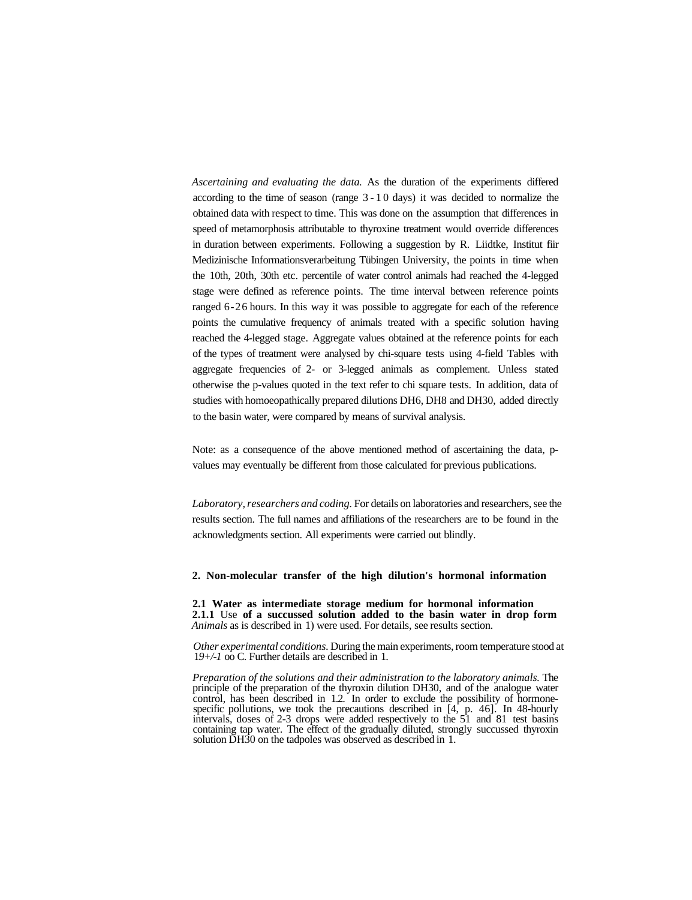*Ascertaining and evaluating the data.* As the duration of the experiments differed according to the time of season (range 3 - 1 0 days) it was decided to normalize the obtained data with respect to time. This was done on the assumption that differences in speed of metamorphosis attributable to thyroxine treatment would override differences in duration between experiments. Following a suggestion by R. Liidtke, Institut fiir Medizinische Informationsverarbeitung Tübingen University, the points in time when the 10th, 20th, 30th etc. percentile of water control animals had reached the 4-legged stage were defined as reference points. The time interval between reference points ranged 6-26 hours. In this way it was possible to aggregate for each of the reference points the cumulative frequency of animals treated with a specific solution having reached the 4-legged stage. Aggregate values obtained at the reference points for each of the types of treatment were analysed by chi-square tests using 4-field Tables with aggregate frequencies of 2- or 3-legged animals as complement. Unless stated otherwise the p-values quoted in the text refer to chi square tests. In addition, data of studies with homoeopathically prepared dilutions DH6, DH8 and DH30, added directly to the basin water, were compared by means of survival analysis.

Note: as a consequence of the above mentioned method of ascertaining the data, p-values may eventually be different from those calculated for previous publications.

*Laboratory, researchers and coding.* For details on laboratories and researchers, see the results section. The full names and affiliations of the researchers are to be found in the acknowledgments section. All experiments were carried out blindly.

## 2. Non-molecular transfer of the high dilution's hormonal information

### 2.1 Water as intermediate storage medium for hormonal information

#### 2.1.1 Use of a succussed solution added to the basin water in drop form

*Animals* as is described in 1) were used. For details, see results section.

*Other experimental conditions.* During the main experiments, room temperature stood at 19+/-1 oo C. Further details are described in 1.

*Preparation of the solutions and their administration to the laboratory animals.* The principle of the preparation of the thyroxin dilution DH30, and of the analogue water control, has been described in 1.2. In order to exclude the possibility of hormone-specific pollutions, we took the precautions described in [4, p. 46]. In 48-hourly intervals, doses of 2-3 drops were added respectively to the 51 and 81 test basins containing tap water. The effect of the gradually diluted, strongly succussed thyroxin solution DH30 on the tadpoles was observed as described in 1.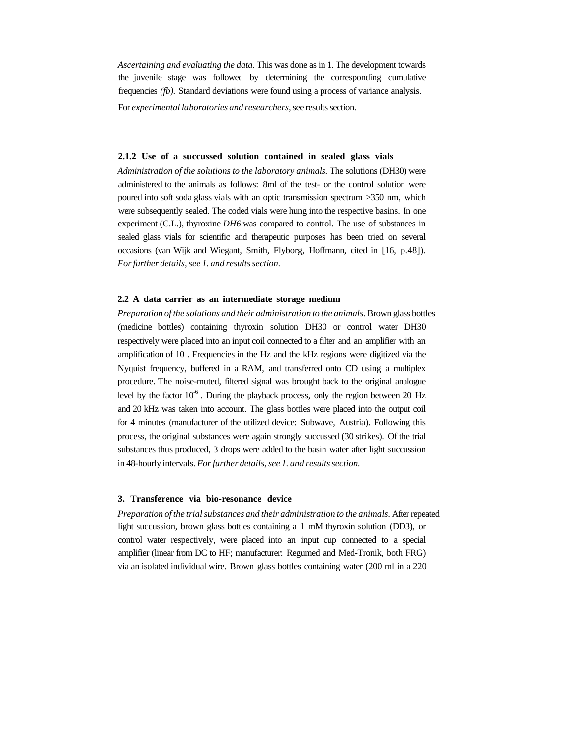*Ascertaining and evaluating the data*. This was done as in 1. The development towards the juvenile stage was followed by determining the corresponding cumulative frequencies *(fb).* Standard deviations were found using a process of variance analysis.

For *experimental laboratories and researchers*, see results section.

#### 2.1.2 Use of a successed solution contained in sealed glass vials

*Administration of the solutions to the laboratory animals.* The solutions (DH30) were administered to the animals as follows: 8ml of the test- or the control solution were poured into soft soda glass vials with an optic transmission spectrum >350 nm, which were subsequently sealed. The coded vials were hung into the respective basins. In one experiment (C.L.), thyroxine *DH6* was compared to control. The use of substances in sealed glass vials for scientific and therapeutic purposes has been tried on several occasions (van Wijk and Wiegant, Smith, Flyborg, Hoffmann, cited in [16, p.48]). *For further details, see 1. and results section.*

### 2.2 A data carrier as an intermediate storage medium

*Preparation of the solutions and their administration to the animals.* Brown glass bottles (medicine bottles) containing thyroxin solution DH30 or control water DH30 respectively were placed into an input coil connected to a filter and an amplifier with an amplification of 10 . Frequencies in the Hz and the kHz regions were digitized via the Nyquist frequency, buffered in a RAM, and transferred onto CD using a multiplex procedure. The noise-muted, filtered signal was brought back to the original analogue level by the factor $10^{-6}$ . During the playback process, only the region between 20 Hz and 20 kHz was taken into account. The glass bottles were placed into the output coil for 4 minutes (manufacturer of the utilized device: Subwave, Austria). Following this process, the original substances were again strongly successed (30 strikes). Of the trial substances thus produced, 3 drops were added to the basin water after light succussion in 48-hourly intervals. *For further details, see 1. and results section.*

## 3. Transference via bio-resonance device

*Preparation of the trial substances and their administration to the animals.* After repeated light succussion, brown glass bottles containing a 1 mM thyroxin solution (DD3), or control water respectively, were placed into an input cup connected to a special amplifier (linear from DC to HF; manufacturer: Regumed and Med-Tronik, both FRG) via an isolated individual wire. Brown glass bottles containing water (200 ml in a 220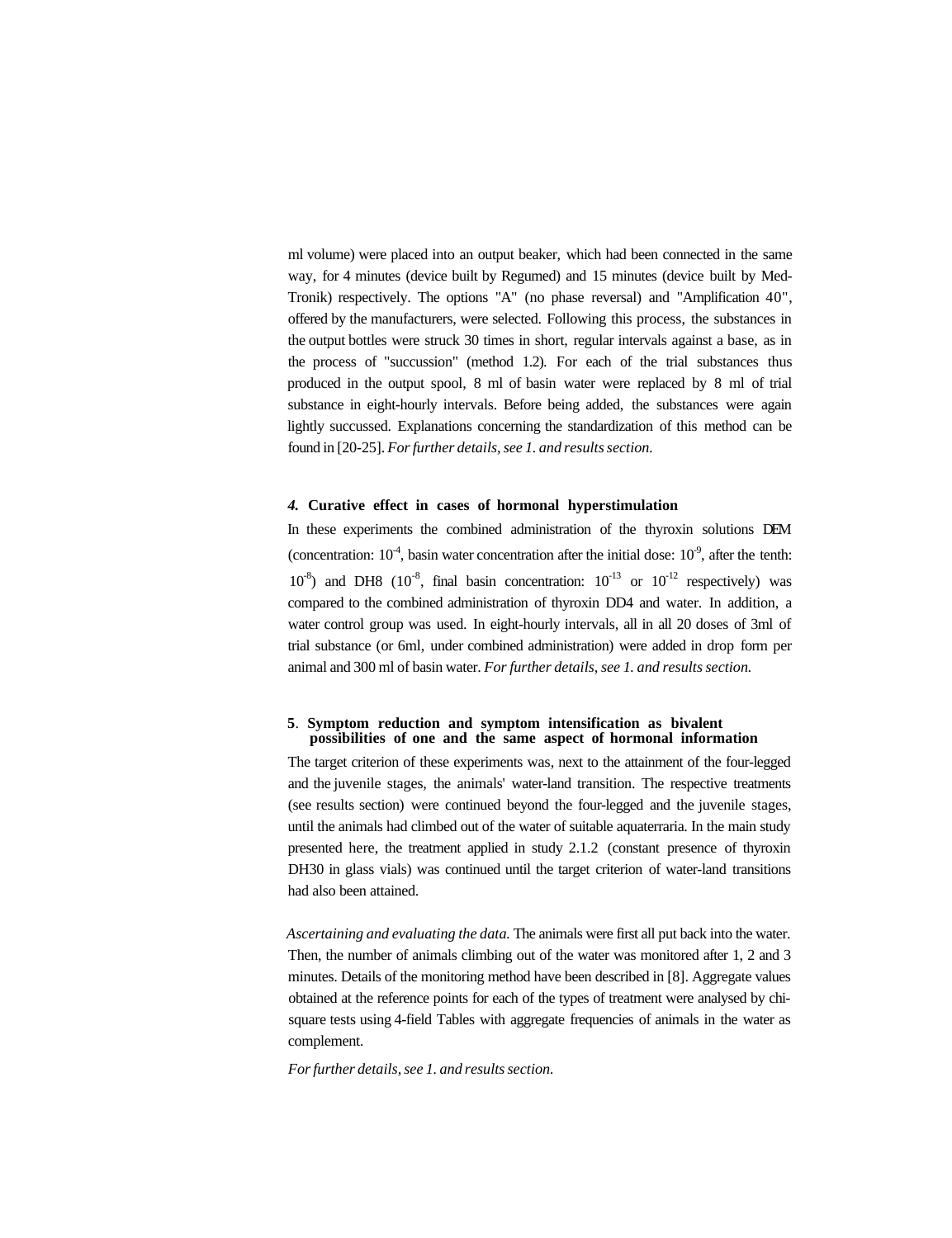ml volume) were placed into an output beaker, which had been connected in the same way, for 4 minutes (device built by Regumed) and 15 minutes (device built by Med-Tronik) respectively. The options "A" (no phase reversal) and "Amplification 40", offered by the manufacturers, were selected. Following this process, the substances in the output bottles were struck 30 times in short, regular intervals against a base, as in the process of "succussion" (method 1.2). For each of the trial substances thus produced in the output spool, 8 ml of basin water were replaced by 8 ml of trial substance in eight-hourly intervals. Before being added, the substances were again lightly succussed. Explanations concerning the standardization of this method can be found in [20-25]. *For further details, see 1. and results section.*

#### *4.* Curative effect in cases of hormonal hyperstimulation

In these experiments the combined administration of the thyroxin solutions DEM (concentration: $10^{-4}$, basin water concentration after the initial dose: $10^{-9}$, after the tenth: $10^{-8}$) and DH8 ($10^{-8}$, final basin concentration: $10^{-13}$ or $10^{-12}$ respectively) was compared to the combined administration of thyroxin DD4 and water. In addition, a water control group was used. In eight-hourly intervals, all in all 20 doses of 3ml of trial substance (or 6ml, under combined administration) were added in drop form per animal and 300 ml of basin water. *For further details, see 1. and results section.*

#### 5. Symptom reduction and symptom intensification as bivalent possibilities of one and the same aspect of hormonal information

The target criterion of these experiments was, next to the attainment of the four-legged and the juvenile stages, the animals' water-land transition. The respective treatments (see results section) were continued beyond the four-legged and the juvenile stages, until the animals had climbed out of the water of suitable aquaterraria. In the main study presented here, the treatment applied in study 2.1.2 (constant presence of thyroxin DH30 in glass vials) was continued until the target criterion of water-land transitions had also been attained.

*Ascertaining and evaluating the data.* The animals were first all put back into the water. Then, the number of animals climbing out of the water was monitored after 1, 2 and 3 minutes. Details of the monitoring method have been described in [8]. Aggregate values obtained at the reference points for each of the types of treatment were analysed by chi-square tests using 4-field Tables with aggregate frequencies of animals in the water as complement.

*For further details, see 1. and results section.*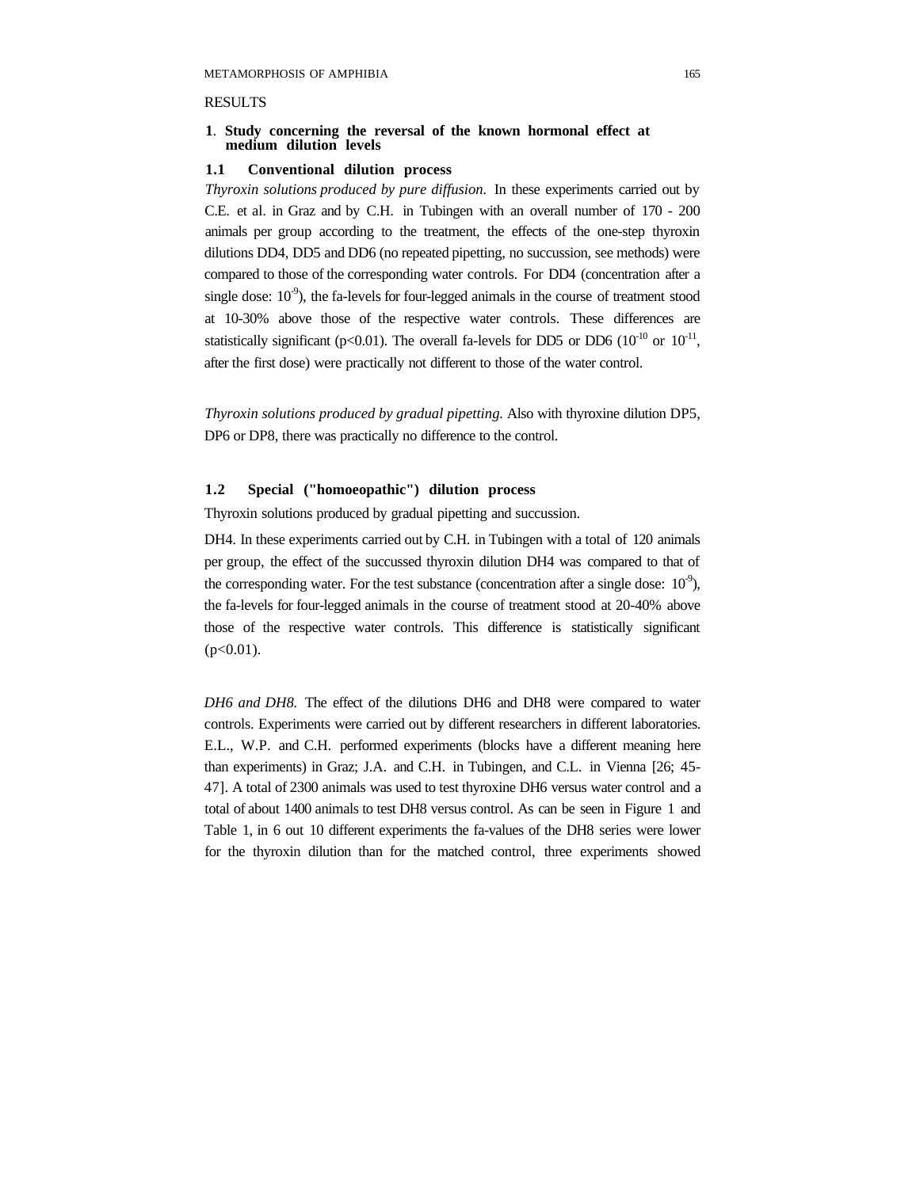RESULTS

## 1. Study concerning the reversal of the known hormonal effect at medium dilution levels

### 1.1 Conventional dilution process

*Thyroxin solutions produced by pure diffusion.* In these experiments carried out by C.E. et al. in Graz and by C.H. in Tubingen with an overall number of 170 - 200 animals per group according to the treatment, the effects of the one-step thyroxin dilutions DD4, DD5 and DD6 (no repeated pipetting, no succussion, see methods) were compared to those of the corresponding water controls. For DD4 (concentration after a single dose: $10^{-9}$), the fa-levels for four-legged animals in the course of treatment stood at 10-30% above those of the respective water controls. These differences are statistically significant ($p<0.01$). The overall fa-levels for DD5 or DD6 ($10^{-10}$ or $10^{-11}$, after the first dose) were practically not different to those of the water control.

*Thyroxin solutions produced by gradual pipetting.* Also with thyroxine dilution DP5, DP6 or DP8, there was practically no difference to the control.

### 1.2 Special ("homoeopathic") dilution process

Thyroxin solutions produced by gradual pipetting and succussion.

DH4. In these experiments carried out by C.H. in Tubingen with a total of 120 animals per group, the effect of the succussed thyroxin dilution DH4 was compared to that of the corresponding water. For the test substance (concentration after a single dose: $10^{-9}$), the fa-levels for four-legged animals in the course of treatment stood at 20-40% above those of the respective water controls. This difference is statistically significant ($p<0.01$).

*DH6 and DH8.* The effect of the dilutions DH6 and DH8 were compared to water controls. Experiments were carried out by different researchers in different laboratories. E.L., W.P. and C.H. performed experiments (blocks have a different meaning here than experiments) in Graz; J.A. and C.H. in Tubingen, and C.L. in Vienna [26; 45-47]. A total of 2300 animals was used to test thyroxine DH6 versus water control and a total of about 1400 animals to test DH8 versus control. As can be seen in Figure 1 and Table 1, in 6 out 10 different experiments the fa-values of the DH8 series were lower for the thyroxin dilution than for the matched control, three experiments showed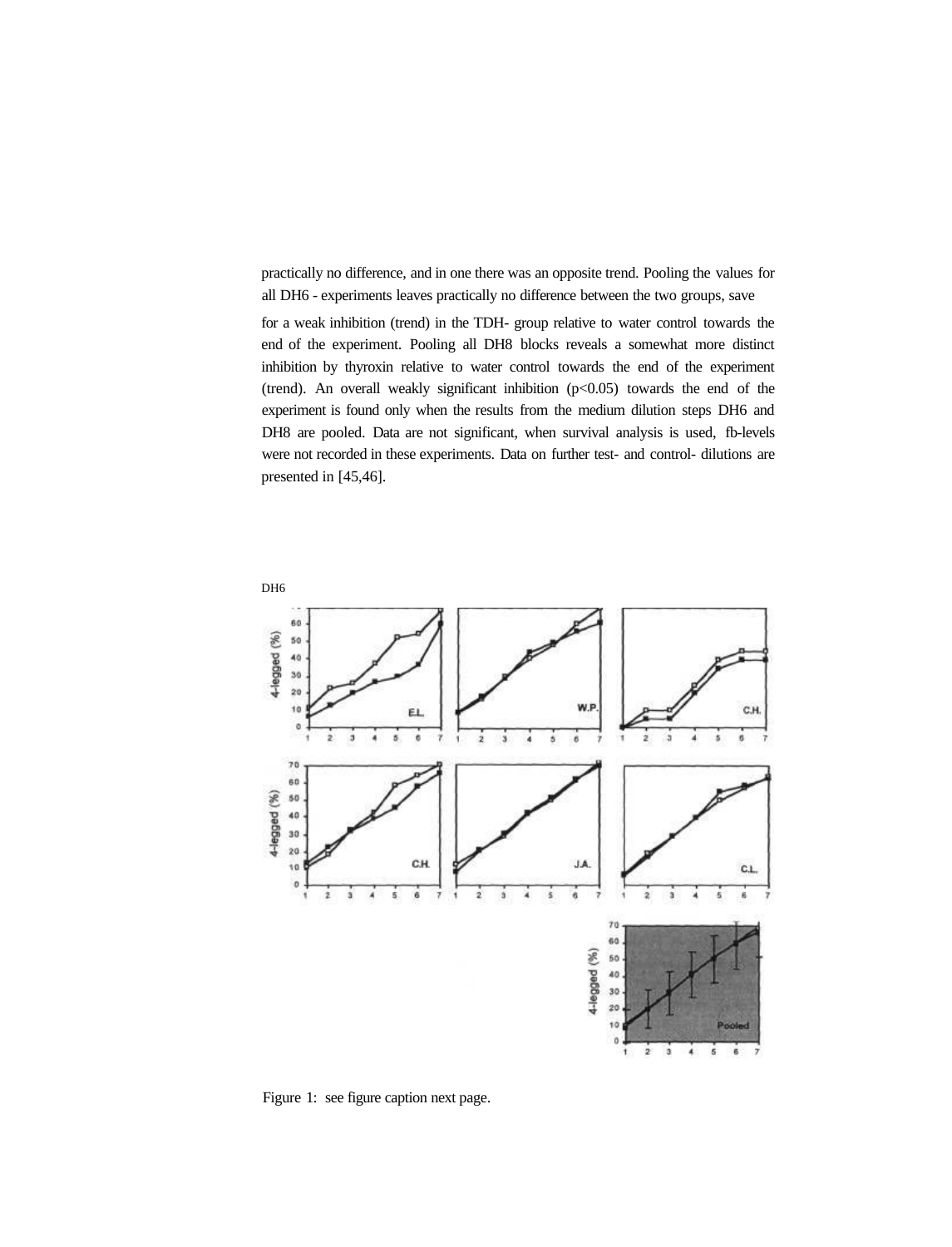practically no difference, and in one there was an opposite trend. Pooling the values for all DH6 - experiments leaves practically no difference between the two groups, save for a weak inhibition (trend) in the TDH- group relative to water control towards the end of the experiment. Pooling all DH8 blocks reveals a somewhat more distinct inhibition by thyroxin relative to water control towards the end of the experiment (trend). An overall weakly significant inhibition ($p<0.05$) towards the end of the experiment is found only when the results from the medium dilution steps DH6 and DH8 are pooled. Data are not significant, when survival analysis is used, fb-levels were not recorded in these experiments. Data on further test- and control- dilutions are presented in [45,46].

DH6

Figure 1: see figure caption next page.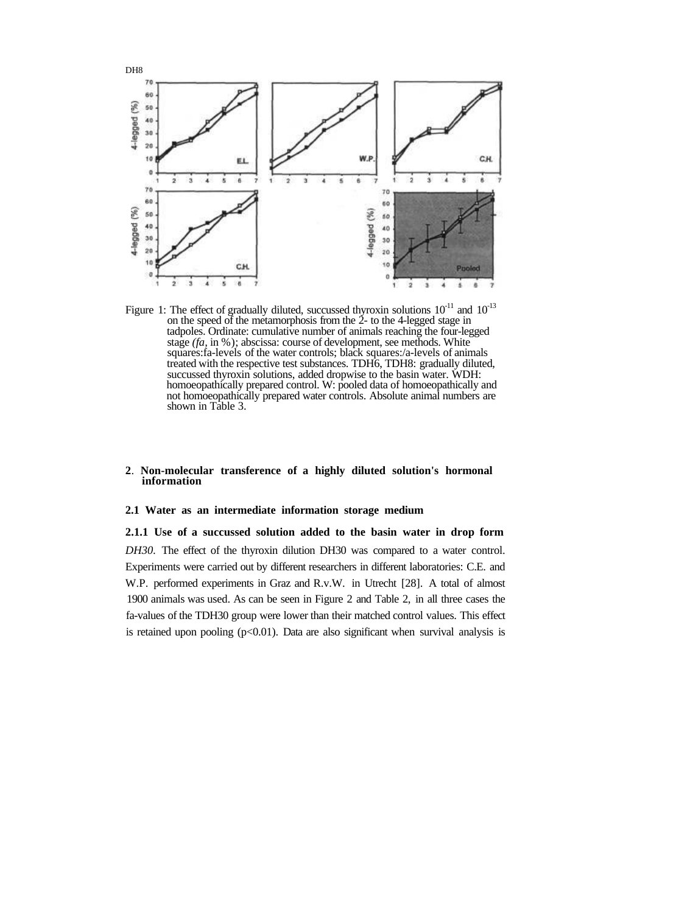DH8

Figure 1: The effect of gradually diluted, succussed thyroxin solutions $10^{-11}$ and $10^{-13}$ on the speed of the metamorphosis from the 2- to the 4-legged stage in tadpoles. Ordinate: cumulative number of animals reaching the four-legged stage (*fa*, in %); abscissa: course of development, see methods. White squares: fa-levels of the water controls; black squares: /a-levels of animals treated with the respective test substances. TDH6, TDH8: gradually diluted, succussed thyroxin solutions, added dropwise to the basin water. WDH: homoeopathically prepared control. W: pooled data of homoeopathically and not homoeopathically prepared water controls. Absolute animal numbers are shown in Table 3.

## 2. Non-molecular transference of a highly diluted solution's hormonal information

### 2.1 Water as an intermediate information storage medium

#### 2.1.1 Use of a succussed solution added to the basin water in drop form

*DH30.* The effect of the thyroxin dilution DH30 was compared to a water control. Experiments were carried out by different researchers in different laboratories: C.E. and W.P. performed experiments in Graz and R.v.W. in Utrecht [28]. A total of almost 1900 animals was used. As can be seen in Figure 2 and Table 2, in all three cases the fa-values of the TDH30 group were lower than their matched control values. This effect is retained upon pooling ($p<0.01$). Data are also significant when survival analysis is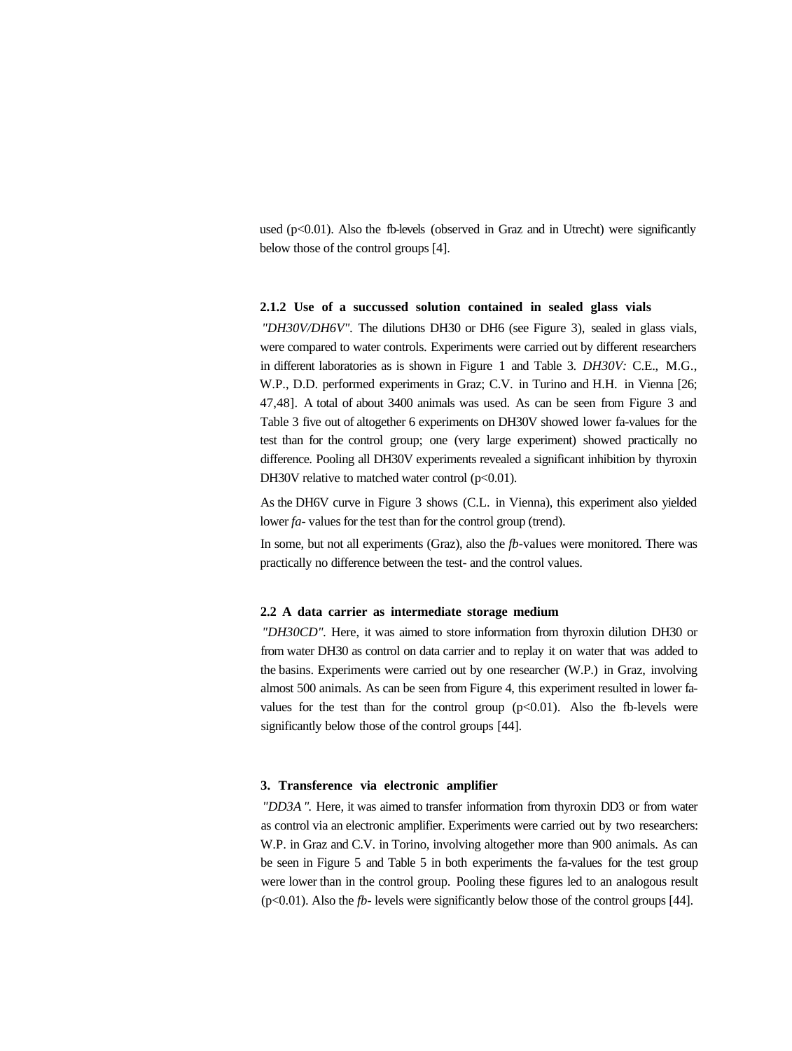used ($p<0.01$). Also the fb-levels (observed in Graz and in Utrecht) were significantly below those of the control groups [4].

#### 2.1.2 Use of a succussed solution contained in sealed glass vials

*"DH30V/DH6V".* The dilutions DH30 or DH6 (see Figure 3), sealed in glass vials, were compared to water controls. Experiments were carried out by different researchers in different laboratories as is shown in Figure 1 and Table 3. *DH30V:* C.E., M.G., W.P., D.D. performed experiments in Graz; C.V. in Turino and H.H. in Vienna [26; 47,48]. A total of about 3400 animals was used. As can be seen from Figure 3 and Table 3 five out of altogether 6 experiments on DH30V showed lower fa-values for the test than for the control group; one (very large experiment) showed practically no difference. Pooling all DH30V experiments revealed a significant inhibition by thyroxin DH30V relative to matched water control ($p<0.01$).

As the DH6V curve in Figure 3 shows (C.L. in Vienna), this experiment also yielded lower *fa*- values for the test than for the control group (trend).

In some, but not all experiments (Graz), also the *fb*-values were monitored. There was practically no difference between the test- and the control values.

### 2.2 A data carrier as intermediate storage medium

*"DH30CD".* Here, it was aimed to store information from thyroxin dilution DH30 or from water DH30 as control on data carrier and to replay it on water that was added to the basins. Experiments were carried out by one researcher (W.P.) in Graz, involving almost 500 animals. As can be seen from Figure 4, this experiment resulted in lower fa-values for the test than for the control group ($p<0.01$). Also the fb-levels were significantly below those of the control groups [44].

## 3. Transference via electronic amplifier

*"DD3A".* Here, it was aimed to transfer information from thyroxin DD3 or from water as control via an electronic amplifier. Experiments were carried out by two researchers: W.P. in Graz and C.V. in Torino, involving altogether more than 900 animals. As can be seen in Figure 5 and Table 5 in both experiments the fa-values for the test group were lower than in the control group. Pooling these figures led to an analogous result ($p<0.01$). Also the *fb*- levels were significantly below those of the control groups [44].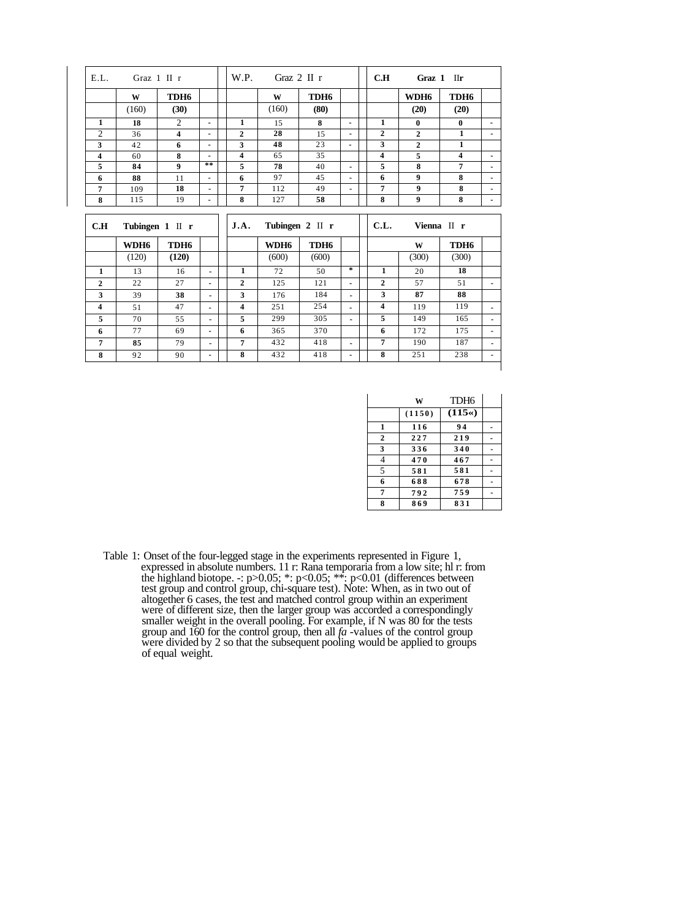| E.L. | Graz 1 II r | | |
|---|---|---|---|
| | W | TDH6 | |
| | (160) | (30) | |
| 1 | 18 | 2 | - |
| 2 | 36 | 4 | - |
| 3 | 42 | 6 | - |
| 4 | 60 | 8 | - |
| 5 | 84 | 9 | ** |
| 6 | 88 | 11 | - |
| 7 | 109 | 18 | - |
| 8 | 115 | 19 | - |

| W.P. | Graz 2 II r | | |
|---|---|---|---|
| | W | TDH6 | |
| | (160) | (80) | |
| 1 | 15 | 8 | - |
| 2 | 28 | 15 | - |
| 3 | 48 | 23 | - |
| 4 | 65 | 35 | |
| 5 | 78 | 40 | - |
| 6 | 97 | 45 | - |
| 7 | 112 | 49 | - |
| 8 | 127 | 58 | |

| C.H | Graz 1 IIr | | |
|---|---|---|---|
| | WDH6 | TDH6 | |
| | (20) | (20) | |
| 1 | 0 | 0 | - |
| 2 | 2 | 1 | - |
| 3 | 2 | 1 | |
| 4 | 5 | 4 | - |
| 5 | 8 | 7 | - |
| 6 | 9 | 8 | - |
| 7 | 9 | 8 | - |
| 8 | 9 | 8 | - |

| C.H | Tubingen 1 II r | | |
|---|---|---|---|
| | WDH6 | TDH6 | |
| | (120) | (120) | |
| 1 | 13 | 16 | - |
| 2 | 22 | 27 | - |
| 3 | 39 | 38 | - |
| 4 | 51 | 47 | - |
| 5 | 70 | 55 | - |
| 6 | 77 | 69 | - |
| 7 | 85 | 79 | - |
| 8 | 92 | 90 | - |

| J.A. | Tubingen 2 II r | | |
|---|---|---|---|
| | WDH6 | TDH6 | |
| | (600) | (600) | |
| 1 | 72 | 50 | * |
| 2 | 125 | 121 | - |
| 3 | 176 | 184 | - |
| 4 | 251 | 254 | - |
| 5 | 299 | 305 | - |
| 6 | 365 | 370 | |
| 7 | 432 | 418 | - |
| 8 | 432 | 418 | - |

| C.L. | Vienna II r | | |
|---|---|---|---|
| | W | TDH6 | |
| | (300) | (300) | |
| 1 | 20 | 18 | |
| 2 | 57 | 51 | - |
| 3 | 87 | 88 | |
| 4 | 119 | 119 | - |
| 5 | 149 | 165 | - |
| 6 | 172 | 175 | - |
| 7 | 190 | 187 | - |
| 8 | 251 | 238 | - |

| | W | TDH6 | |
|---|---|---|---|
| | (1150) | (115«) | |
| 1 | 116 | 94 | - |
| 2 | 227 | 219 | - |
| 3 | 336 | 340 | - |
| 4 | 470 | 467 | - |
| 5 | 581 | 581 | - |
| 6 | 688 | 678 | - |
| 7 | 792 | 759 | - |
| 8 | 869 | 831 | |

Table 1: Onset of the four-legged stage in the experiments represented in Figure 1, expressed in absolute numbers. 11 r: Rana temporaria from a low site; hl r: from the highland biotope. -: $p>0.05$; *: $p<0.05$; **: $p<0.01$ (differences between test group and control group, chi-square test). Note: When, as in two out of altogether 6 cases, the test and matched control group within an experiment were of different size, then the larger group was accorded a correspondingly smaller weight in the overall pooling. For example, if N was 80 for the tests group and 160 for the control group, then all *fa* -values of the control group were divided by 2 so that the subsequent pooling would be applied to groups of equal weight.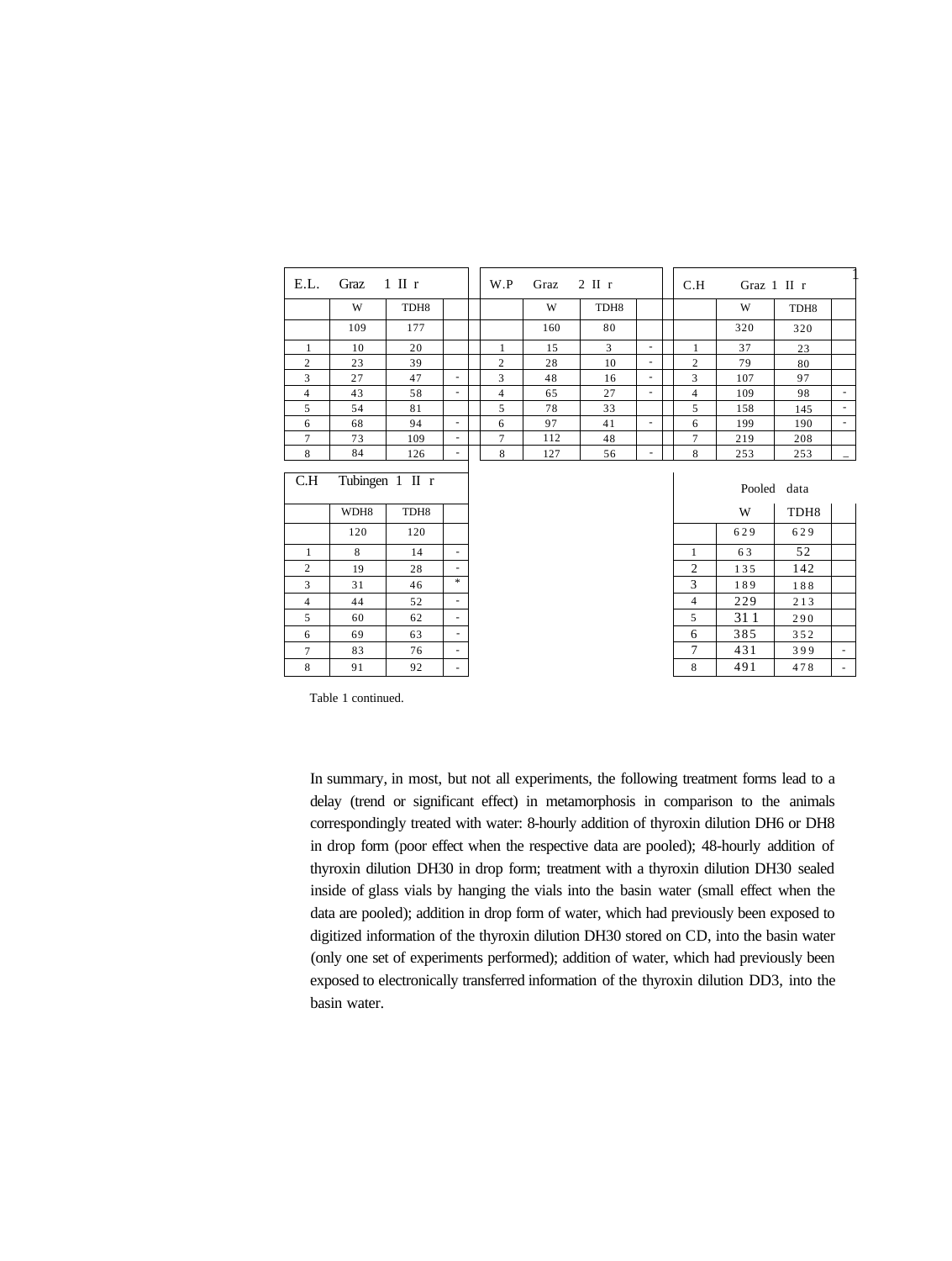| E.L. | Graz 1 II r | | |
|---|---|---|---|
| | W | TDH8 | |
| | 109 | 177 | |
| 1 | 10 | 20 | |
| 2 | 23 | 39 | |
| 3 | 27 | 47 | - |
| 4 | 43 | 58 | - |
| 5 | 54 | 81 | |
| 6 | 68 | 94 | - |
| 7 | 73 | 109 | - |
| 8 | 84 | 126 | - |

| W.P | Graz 2 II r | | |
|---|---|---|---|
| | W | TDH8 | |
| | 160 | 80 | |
| 1 | 15 | 3 | - |
| 2 | 28 | 10 | - |
| 3 | 48 | 16 | - |
| 4 | 65 | 27 | - |
| 5 | 78 | 33 | |
| 6 | 97 | 41 | - |
| 7 | 112 | 48 | |
| 8 | 127 | 56 | - |

| C.H | Graz 1 II r | | |
|---|---|---|---|
| | W | TDH8 | |
| | 320 | 320 | |
| 1 | 37 | 23 | |
| 2 | 79 | 80 | |
| 3 | 107 | 97 | |
| 4 | 109 | 98 | - |
| 5 | 158 | 145 | - |
| 6 | 199 | 190 | - |
| 7 | 219 | 208 | |
| 8 | 253 | 253 | _ |

| C.H | Tubingen 1 II r | | |
|---|---|---|---|
| | WDH8 | TDH8 | |
| | 120 | 120 | |
| 1 | 8 | 14 | - |
| 2 | 19 | 28 | - |
| 3 | 31 | 46 | * |
| 4 | 44 | 52 | - |
| 5 | 60 | 62 | - |
| 6 | 69 | 63 | - |
| 7 | 83 | 76 | - |
| 8 | 91 | 92 | - |

| | Pooled data | | |
|---|---|---|---|
| | W | TDH8 | |
| | 629 | 629 | |
| 1 | 63 | 52 | |
| 2 | 135 | 142 | |
| 3 | 189 | 188 | |
| 4 | 229 | 213 | |
| 5 | 311 | 290 | |
| 6 | 385 | 352 | |
| 7 | 431 | 399 | - |
| 8 | 491 | 478 | - |

Table 1 continued.

In summary, in most, but not all experiments, the following treatment forms lead to a delay (trend or significant effect) in metamorphosis in comparison to the animals correspondingly treated with water: 8-hourly addition of thyroxin dilution DH6 or DH8 in drop form (poor effect when the respective data are pooled); 48-hourly addition of thyroxin dilution DH30 in drop form; treatment with a thyroxin dilution DH30 sealed inside of glass vials by hanging the vials into the basin water (small effect when the data are pooled); addition in drop form of water, which had previously been exposed to digitized information of the thyroxin dilution DH30 stored on CD, into the basin water (only one set of experiments performed); addition of water, which had previously been exposed to electronically transferred information of the thyroxin dilution DD3, into the basin water.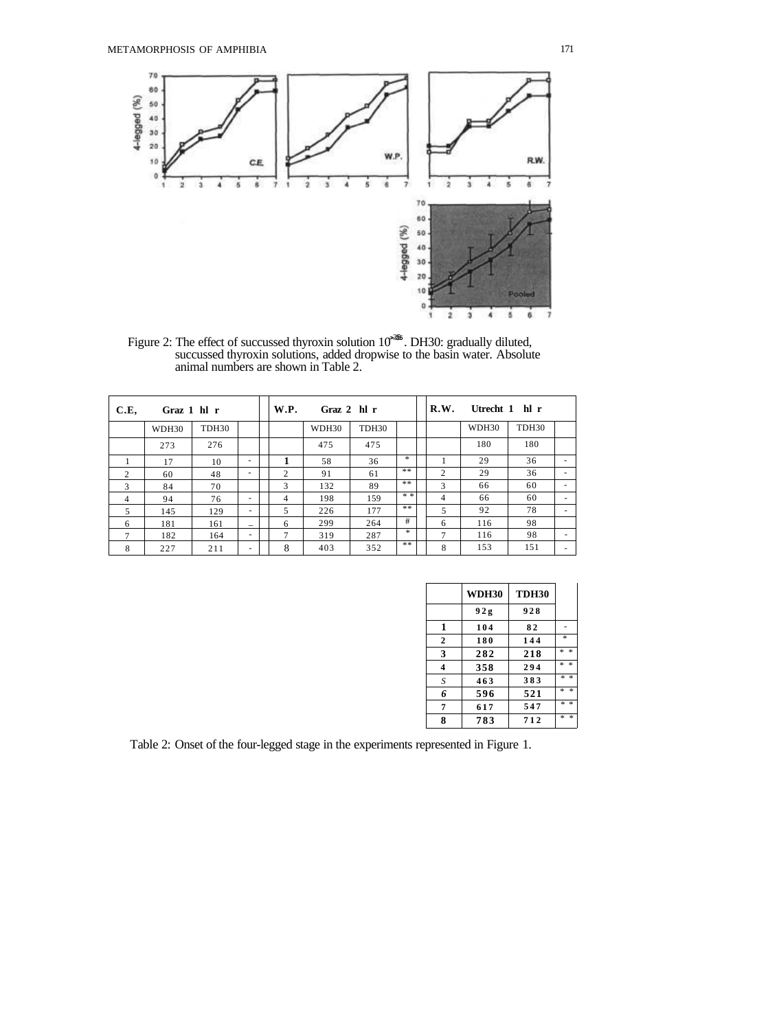Figure 2: The effect of succussed thyroxin solution $10^{-30}$. DH30: gradually diluted, succussed thyroxin solutions, added dropwise to the basin water. Absolute animal numbers are shown in Table 2.

| C.E, | Graz 1 hl r | | | | W.P. | Graz 2 hl r | | | | R.W. | Utrecht 1 hl r | | |
|---|---|---|---|---|---|---|---|---|---|---|---|---|---|
| | WDH30 | TDH30 | | | | WDH30 | TDH30 | | | | WDH30 | TDH30 | |
| | 273 | 276 | | | | 475 | 475 | | | | 180 | 180 | |
| 1 | 17 | 10 | - | | 1 | 58 | 36 | * | | 1 | 29 | 36 | - |
| 2 | 60 | 48 | - | | 2 | 91 | 61 | ** | | 2 | 29 | 36 | - |
| 3 | 84 | 70 | | | 3 | 132 | 89 | ** | | 3 | 66 | 60 | - |
| 4 | 94 | 76 | - | | 4 | 198 | 159 | * * | | 4 | 66 | 60 | - |
| 5 | 145 | 129 | - | | 5 | 226 | 177 | ** | | 5 | 92 | 78 | - |
| 6 | 181 | 161 | – | | 6 | 299 | 264 | # | | 6 | 116 | 98 | |
| 7 | 182 | 164 | - | | 7 | 319 | 287 | * | | 7 | 116 | 98 | - |
| 8 | 227 | 211 | - | | 8 | 403 | 352 | ** | | 8 | 153 | 151 | - |

| | WDH30 | TDH30 | |
|---|---|---|---|
| | 92g | 928 | |
| 1 | 104 | 82 | - |
| 2 | 180 | 144 | * |
| 3 | 282 | 218 | * * |
| 4 | 358 | 294 | * * |
| S | 463 | 383 | * * |
| 6 | 596 | 521 | * * |
| 7 | 617 | 547 | * * |
| 8 | 783 | 712 | * * |

Table 2: Onset of the four-legged stage in the experiments represented in Figure 1.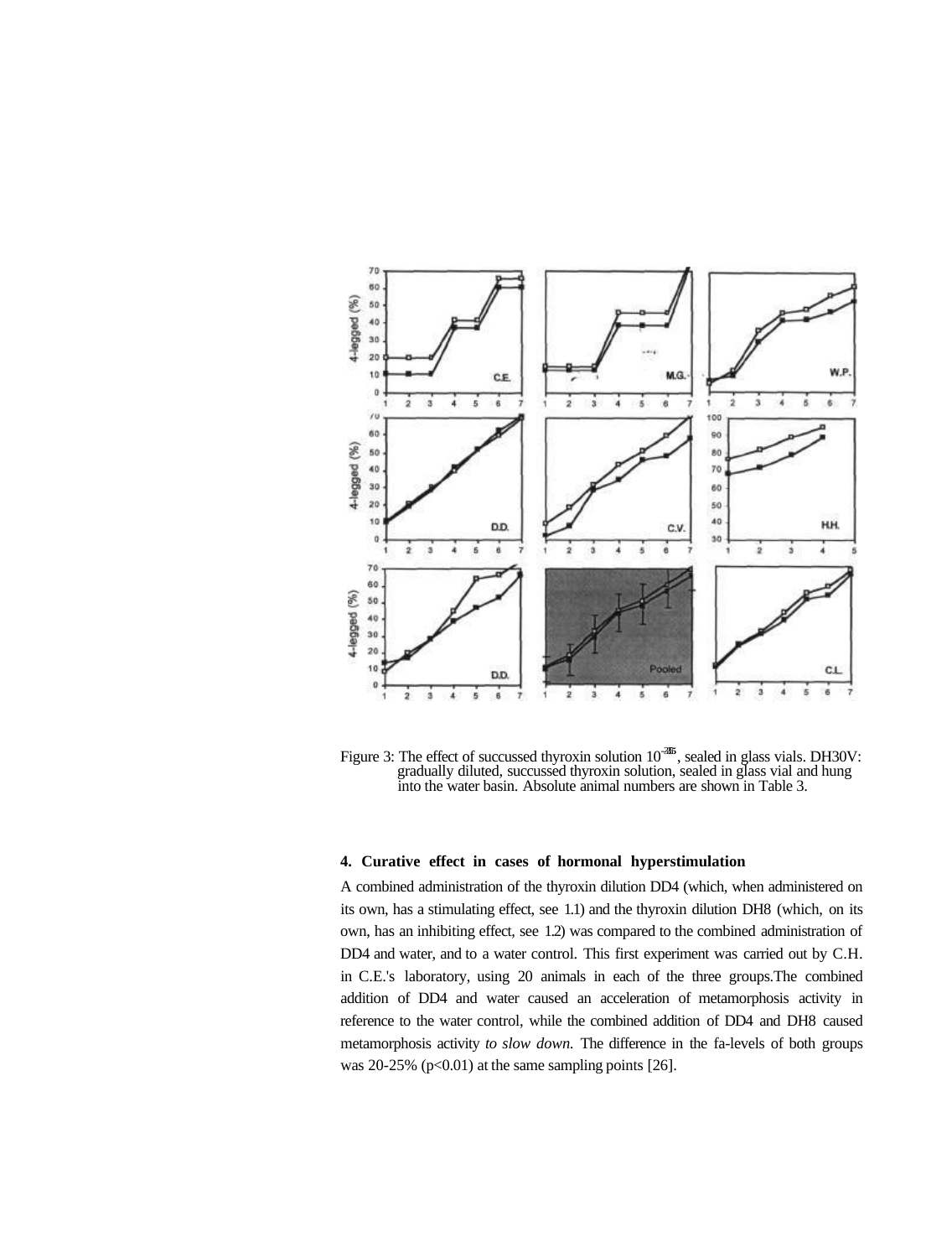Figure 3: The effect of succussed thyroxin solution $10^{-30}$, sealed in glass vials. DH30V: gradually diluted, succussed thyroxin solution, sealed in glass vial and hung into the water basin. Absolute animal numbers are shown in Table 3.

#### 4. Curative effect in cases of hormonal hyperstimulation

A combined administration of the thyroxin dilution DD4 (which, when administered on its own, has a stimulating effect, see 1.1) and the thyroxin dilution DH8 (which, on its own, has an inhibiting effect, see 1.2) was compared to the combined administration of DD4 and water, and to a water control. This first experiment was carried out by C.H. in C.E.'s laboratory, using 20 animals in each of the three groups. The combined addition of DD4 and water caused an acceleration of metamorphosis activity in reference to the water control, while the combined addition of DD4 and DH8 caused metamorphosis activity *to slow down.* The difference in the fa-levels of both groups was 20-25% ($p<0.01$) at the same sampling points [26].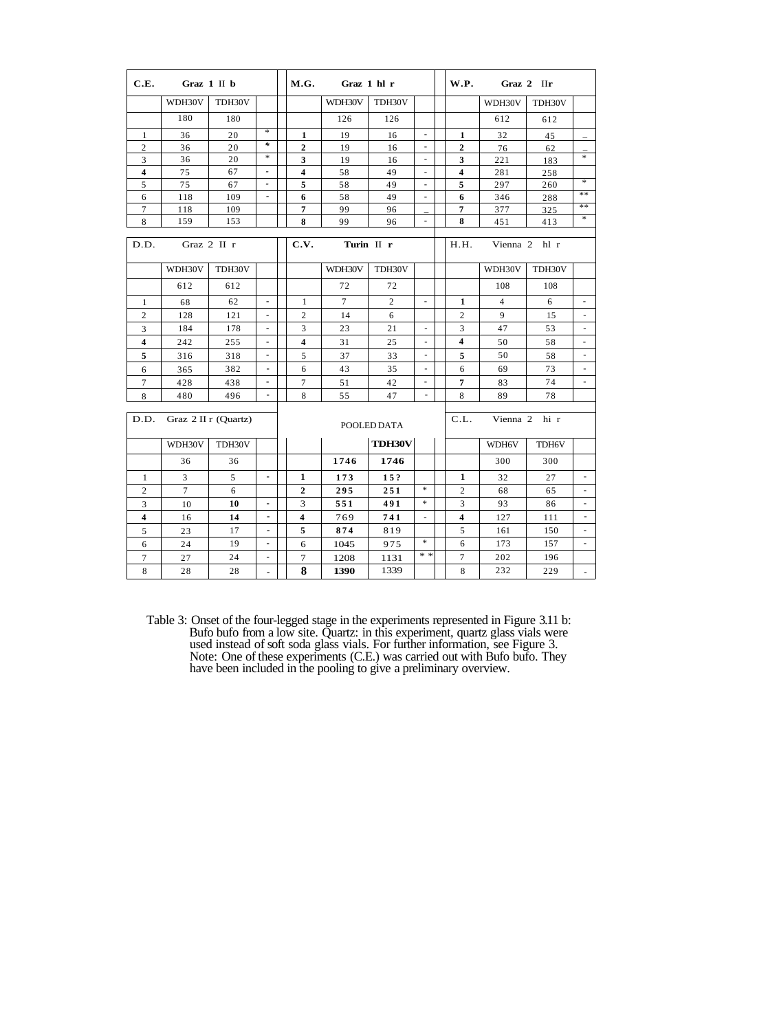| C.E. | Graz 1 II b | | | | M.G. | Graz 1 hl r | | | | W.P. | Graz 2 IIr | | |
|---|---|---|---|---|---|---|---|---|---|---|---|---|---|
| | WDH30V | TDH30V | | | | WDH30V | TDH30V | | | | WDH30V | TDH30V | |
| | 180 | 180 | | | | 126 | 126 | | | | 612 | 612 | |
| 1 | 36 | 20 | * | | **1** | 19 | 16 | - | | **1** | 32 | 45 | _ |
| 2 | 36 | 20 | * | | **2** | 19 | 16 | - | | **2** | 76 | 62 | _ |
| 3 | 36 | 20 | * | | **3** | 19 | 16 | - | | **3** | 221 | 183 | * |
| **4** | 75 | 67 | - | | **4** | 58 | 49 | - | | **4** | 281 | 258 | |
| 5 | 75 | 67 | - | | **5** | 58 | 49 | - | | **5** | 297 | 260 | * |
| 6 | 118 | 109 | - | | **6** | 58 | 49 | - | | **6** | 346 | 288 | ** |
| 7 | 118 | 109 | | | **7** | 99 | 96 | _ | | **7** | 377 | 325 | ** |
| 8 | 159 | 153 | | | **8** | 99 | 96 | - | | **8** | 451 | 413 | * |
| D.D. | Graz 2 II r | | | | C.V. | Turin II r | | | | H.H. | Vienna 2 hl r | | |
| | WDH30V | TDH30V | | | | WDH30V | TDH30V | | | | WDH30V | TDH30V | |
| | 612 | 612 | | | | 72 | 72 | | | | 108 | 108 | |
| 1 | 68 | 62 | - | | 1 | 7 | 2 | - | | **1** | 4 | 6 | - |
| 2 | 128 | 121 | - | | 2 | 14 | 6 | | | 2 | 9 | 15 | - |
| 3 | 184 | 178 | - | | 3 | 23 | 21 | - | | 3 | 47 | 53 | - |
| **4** | 242 | 255 | - | | **4** | 31 | 25 | - | | **4** | 50 | 58 | - |
| **5** | 316 | 318 | - | | 5 | 37 | 33 | - | | **5** | 50 | 58 | - |
| 6 | 365 | 382 | - | | 6 | 43 | 35 | - | | 6 | 69 | 73 | - |
| 7 | 428 | 438 | - | | 7 | 51 | 42 | - | | **7** | 83 | 74 | - |
| 8 | 480 | 496 | - | | 8 | 55 | 47 | - | | 8 | 89 | 78 | |
| D.D. | Graz 2 II r (Quartz) | | | | | POOLED DATA | | | | C.L. | Vienna 2 hi r | | |
| | WDH30V | TDH30V | | | | | **TDH30V** | | | | WDH6V | TDH6V | |
| | 36 | 36 | | | | **1746** | **1746** | | | | 300 | 300 | |
| 1 | 3 | 5 | - | | **1** | **173** | **15?** | | | **1** | 32 | 27 | - |
| 2 | 7 | 6 | | | **2** | **295** | **251** | * | | 2 | 68 | 65 | - |
| 3 | 10 | **10** | - | | 3 | **551** | **491** | * | | 3 | 93 | 86 | - |
| **4** | 16 | **14** | - | | **4** | 769 | **741** | - | | **4** | 127 | 111 | - |
| 5 | 23 | 17 | - | | **5** | **874** | 819 | | | 5 | 161 | 150 | - |
| 6 | 24 | 19 | - | | 6 | 1045 | 975 | * | | 6 | 173 | 157 | - |
| 7 | 27 | 24 | - | | 7 | 1208 | 1131 | * * | | 7 | 202 | 196 | |
| 8 | 28 | 28 | - | | **8** | **1390** | 1339 | | | 8 | 232 | 229 | - |

Table 3: Onset of the four-legged stage in the experiments represented in Figure 3.11 b: Bufo bufo from a low site. Quartz: in this experiment, quartz glass vials were used instead of soft soda glass vials. For further information, see Figure 3. Note: One of these experiments (C.E.) was carried out with Bufo bufo. They have been included in the pooling to give a preliminary overview.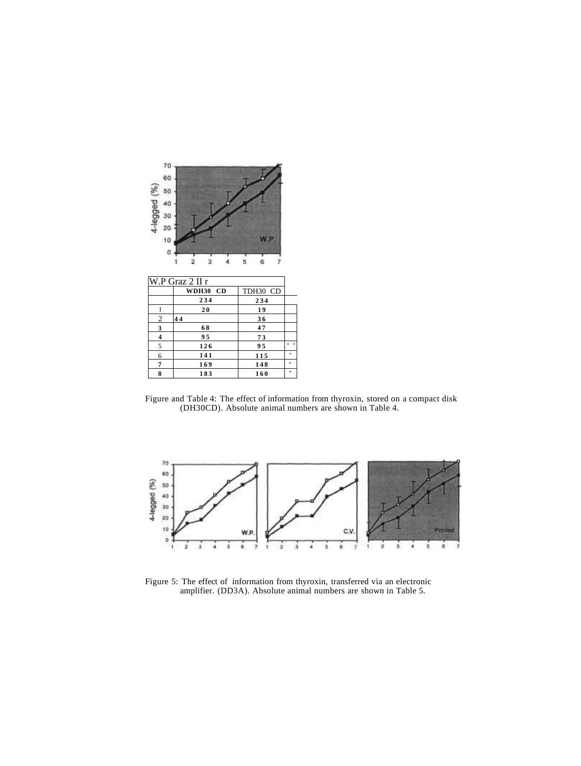| W.P Graz 2 II r | | | |
|---|---|---|---|
| | WDH30 CD | TDH30 CD | |
| | 234 | 234 | |
| 1 | 20 | 19 | |
| 2 | 44 | 36 | |
| 3 | 68 | 47 | |
| 4 | 95 | 73 | |
| 5 | 126 | 95 | * * |
| 6 | 141 | 115 | * |
| 7 | 169 | 148 | * |
| 8 | 183 | 160 | * |

Figure and Table 4: The effect of information from thyroxin, stored on a compact disk (DH30CD). Absolute animal numbers are shown in Table 4.

Figure 5: The effect of information from thyroxin, transferred via an electronic amplifier. (DD3A). Absolute animal numbers are shown in Table 5.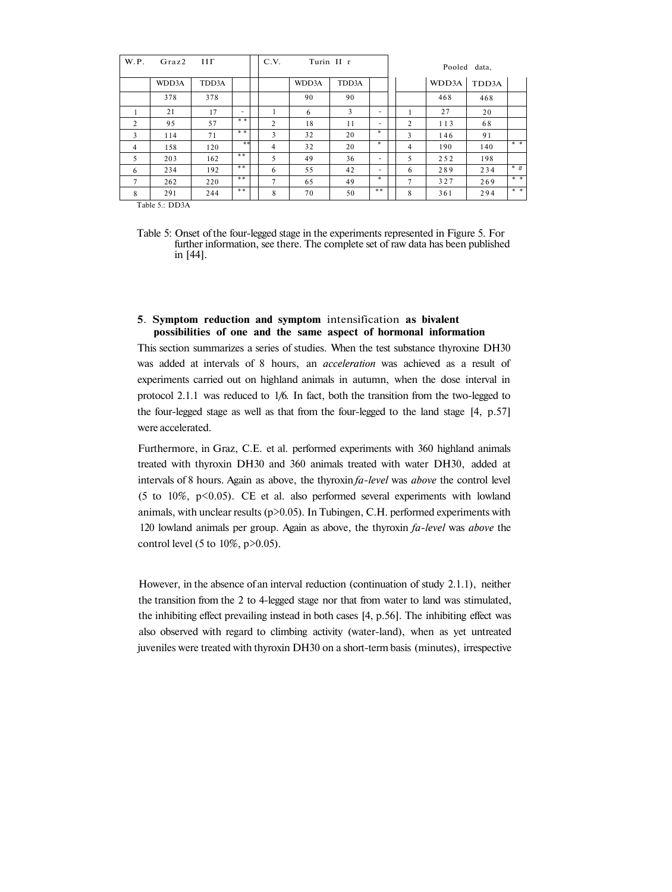| W.P. | Graz2 | IIГ | | | C.V. | Turin II r | | | | | Pooled data, | | |
|---|---|---|---|---|---|---|---|---|---|---|---|---|---|
| | WDD3A | TDD3A | | | | WDD3A | TDD3A | | | | WDD3A | TDD3A | |
| | 378 | 378 | | | | 90 | 90 | | | | 468 | 468 | |
| 1 | 21 | 17 | - | | 1 | 6 | 3 | - | | 1 | 27 | 20 | |
| 2 | 95 | 57 | * * | | 2 | 18 | 11 | - | | 2 | 113 | 68 | |
| 3 | 114 | 71 | * * | | 3 | 32 | 20 | * | | 3 | 146 | 91 | |
| 4 | 158 | 120 | ** | | 4 | 32 | 20 | * | | 4 | 190 | 140 | * * |
| 5 | 203 | 162 | ** | | 5 | 49 | 36 | - | | 5 | 252 | 198 | |
| 6 | 234 | 192 | ** | | 6 | 55 | 42 | - | | 6 | 289 | 234 | * # |
| 7 | 262 | 220 | ** | | 7 | 65 | 49 | * | | 7 | 327 | 269 | * * |
| 8 | 291 | 244 | ** | | 8 | 70 | 50 | ** | | 8 | 361 | 294 | * * |

Table 5.: DD3A

Table 5: Onset of the four-legged stage in the experiments represented in Figure 5. For further information, see there. The complete set of raw data has been published in [44].

### 5. Symptom reduction and symptom intensification as bivalent possibilities of one and the same aspect of hormonal information

This section summarizes a series of studies. When the test substance thyroxine DH30 was added at intervals of 8 hours, an *acceleration* was achieved as a result of experiments carried out on highland animals in autumn, when the dose interval in protocol 2.1.1 was reduced to 1/6. In fact, both the transition from the two-legged to the four-legged stage as well as that from the four-legged to the land stage [4, p.57] were accelerated.

Furthermore, in Graz, C.E. et al. performed experiments with 360 highland animals treated with thyroxin DH30 and 360 animals treated with water DH30, added at intervals of 8 hours. Again as above, the thyroxin *fa-level* was *above* the control level (5 to 10%, $p<0.05$). CE et al. also performed several experiments with lowland animals, with unclear results ($p>0.05$). In Tubingen, C.H. performed experiments with 120 lowland animals per group. Again as above, the thyroxin *fa-level* was *above* the control level (5 to 10%, $p>0.05$).

However, in the absence of an interval reduction (continuation of study 2.1.1), neither the transition from the 2 to 4-legged stage nor that from water to land was stimulated, the inhibiting effect prevailing instead in both cases [4, p.56]. The inhibiting effect was also observed with regard to climbing activity (water-land), when as yet untreated juveniles were treated with thyroxin DH30 on a short-term basis (minutes), irrespective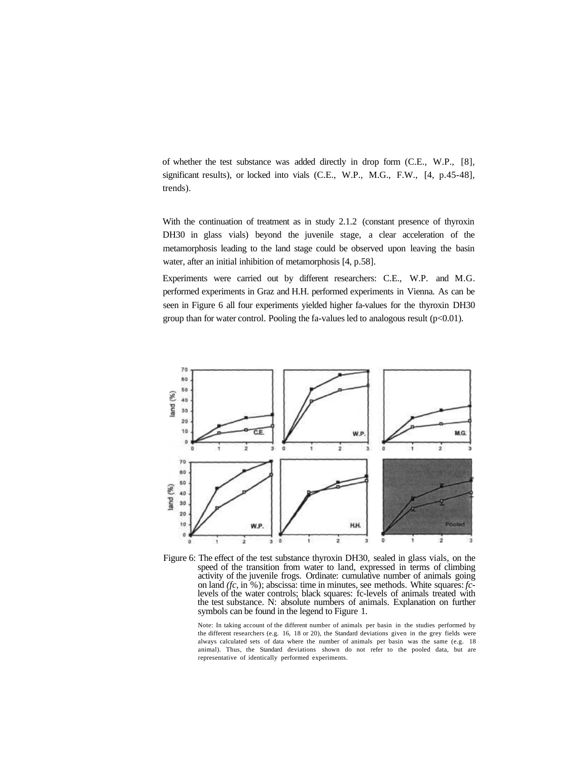of whether the test substance was added directly in drop form (C.E., W.P., [8], significant results), or locked into vials (C.E., W.P., M.G., F.W., [4, p.45-48], trends).

With the continuation of treatment as in study 2.1.2 (constant presence of thyroxin DH30 in glass vials) beyond the juvenile stage, a clear acceleration of the metamorphosis leading to the land stage could be observed upon leaving the basin water, after an initial inhibition of metamorphosis [4, p.58].

Experiments were carried out by different researchers: C.E., W.P. and M.G. performed experiments in Graz and H.H. performed experiments in Vienna. As can be seen in Figure 6 all four experiments yielded higher fa-values for the thyroxin DH30 group than for water control. Pooling the fa-values led to analogous result ($p<0.01$).

Figure 6: The effect of the test substance thyroxin DH30, sealed in glass vials, on the speed of the transition from water to land, expressed in terms of climbing activity of the juvenile frogs. Ordinate: cumulative number of animals going on land (*fc*, in %); abscissa: time in minutes, see methods. White squares: *fc*-levels of the water controls; black squares: fc-levels of animals treated with the test substance. N: absolute numbers of animals. Explanation on further symbols can be found in the legend to Figure 1.

Note: In taking account of the different number of animals per basin in the studies performed by the different researchers (e.g. 16, 18 or 20), the Standard deviations given in the grey fields were always calculated sets of data where the number of animals per basin was the same (e.g. 18 animal). Thus, the Standard deviations shown do not refer to the pooled data, but are representative of identically performed experiments.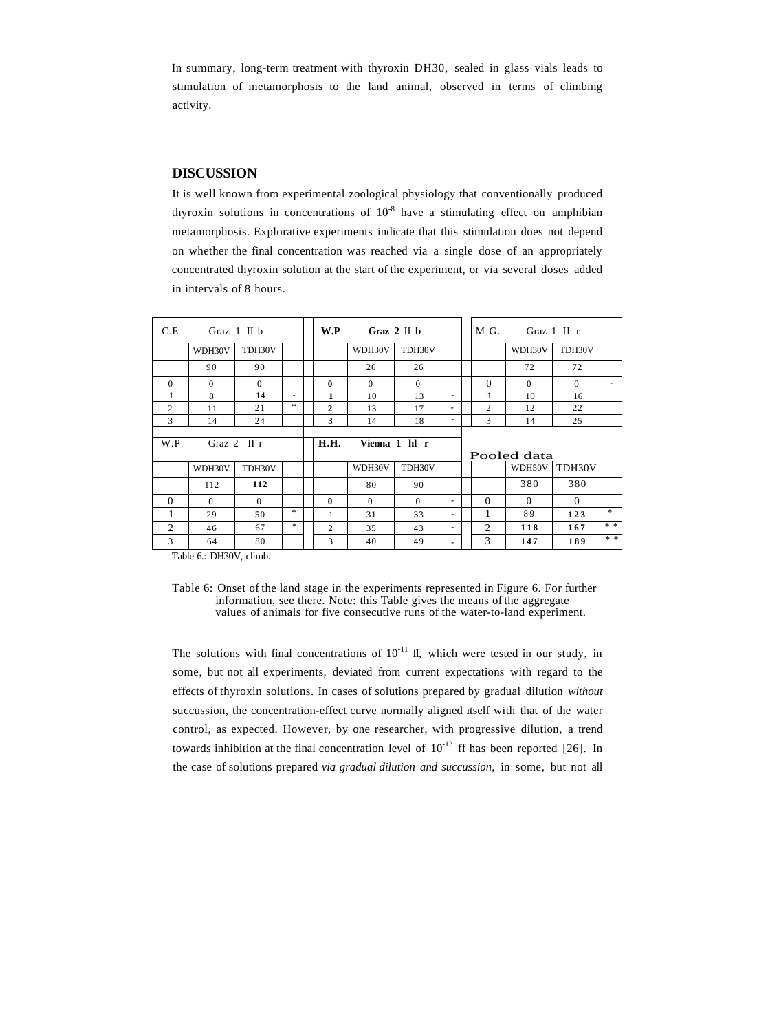In summary, long-term treatment with thyroxin DH30, sealed in glass vials leads to stimulation of metamorphosis to the land animal, observed in terms of climbing activity.

## DISCUSSION

It is well known from experimental zoological physiology that conventionally produced thyroxin solutions in concentrations of $10^{-8}$ have a stimulating effect on amphibian metamorphosis. Explorative experiments indicate that this stimulation does not depend on whether the final concentration was reached via a single dose of an appropriately concentrated thyroxin solution at the start of the experiment, or via several doses added in intervals of 8 hours.

| C.E | Graz 1 II b | | | | **W.P** | **Graz 2** II **b** | | | | M.G. | Graz 1 II r | | |
|---|---|---|---|---|---|---|---|---|---|---|---|---|---|
| | WDH30V | TDH30V | | | | WDH30V | TDH30V | | | | WDH30V | TDH30V | |
| | 90 | 90 | | | | 26 | 26 | | | | 72 | 72 | |
| 0 | 0 | 0 | | | **0** | 0 | 0 | | | 0 | 0 | 0 | - |
| 1 | 8 | 14 | - | | **1** | 10 | 13 | - | | 1 | 10 | 16 | |
| 2 | 11 | 21 | * | | **2** | 13 | 17 | - | | 2 | 12 | 22 | |
| 3 | 14 | 24 | | | **3** | 14 | 18 | - | | 3 | 14 | 25 | |
| W.P | Graz 2 II r | | | | **H.H.** | **Vienna 1 hl r** | | | | Pooled data | | | |
| | WDH30V | TDH30V | | | | WDH30V | TDH30V | | | | WDH50V | TDH30V | |
| | 112 | **112** | | | | 80 | 90 | | | | 380 | 380 | |
| 0 | 0 | 0 | | | **0** | 0 | 0 | - | | 0 | 0 | 0 | |
| 1 | 29 | 50 | * | | 1 | 31 | 33 | - | | 1 | 89 | **123** | * |
| 2 | 46 | 67 | * | | 2 | 35 | 43 | - | | 2 | **118** | **167** | * * |
| 3 | 64 | 80 | | | 3 | 40 | 49 | - | | 3 | **147** | **189** | * * |

Table 6.: DH30V, climb.

Table 6: Onset of the land stage in the experiments represented in Figure 6. For further information, see there. Note: this Table gives the means of the aggregate values of animals for five consecutive runs of the water-to-land experiment.

The solutions with final concentrations of $10^{-11}$ ff, which were tested in our study, in some, but not all experiments, deviated from current expectations with regard to the effects of thyroxin solutions. In cases of solutions prepared by gradual dilution *without* succussion, the concentration-effect curve normally aligned itself with that of the water control, as expected. However, by one researcher, with progressive dilution, a trend towards inhibition at the final concentration level of $10^{-13}$ ff has been reported [26]. In the case of solutions prepared *via gradual dilution and succussion,* in some, but not all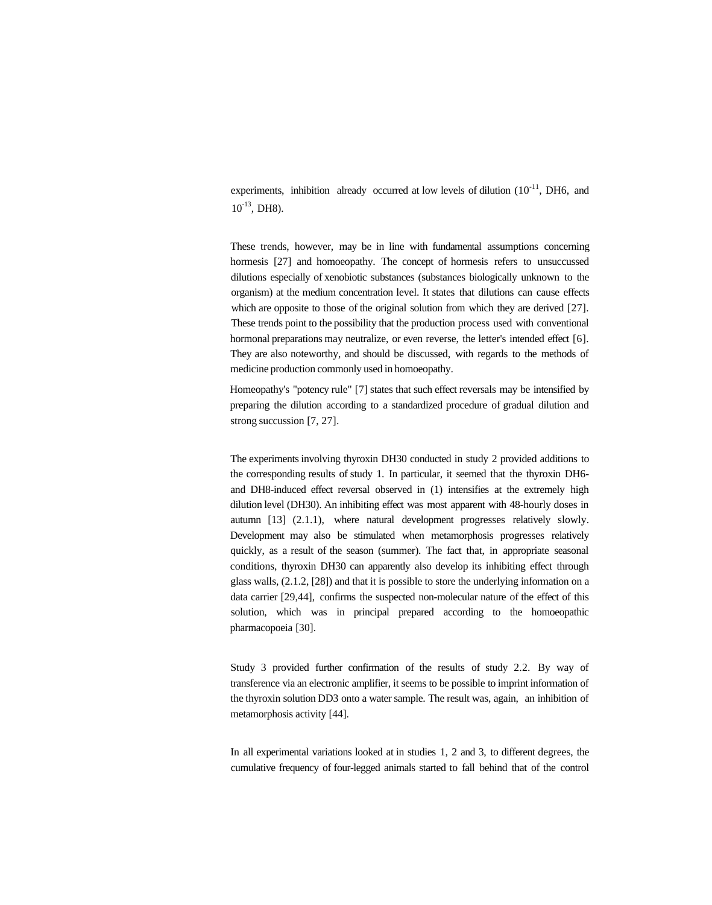experiments, inhibition already occurred at low levels of dilution ($10^{-11}$, DH6, and $10^{-13}$, DH8).

These trends, however, may be in line with fundamental assumptions concerning hormesis [27] and homoeopathy. The concept of hormesis refers to unsuccussed dilutions especially of xenobiotic substances (substances biologically unknown to the organism) at the medium concentration level. It states that dilutions can cause effects which are opposite to those of the original solution from which they are derived [27]. These trends point to the possibility that the production process used with conventional hormonal preparations may neutralize, or even reverse, the letter's intended effect [6]. They are also noteworthy, and should be discussed, with regards to the methods of medicine production commonly used in homoeopathy.

Homeopathy's "potency rule" [7] states that such effect reversals may be intensified by preparing the dilution according to a standardized procedure of gradual dilution and strong succussion [7, 27].

The experiments involving thyroxin DH30 conducted in study 2 provided additions to the corresponding results of study 1. In particular, it seemed that the thyroxin DH6- and DH8-induced effect reversal observed in (1) intensifies at the extremely high dilution level (DH30). An inhibiting effect was most apparent with 48-hourly doses in autumn [13] (2.1.1), where natural development progresses relatively slowly. Development may also be stimulated when metamorphosis progresses relatively quickly, as a result of the season (summer). The fact that, in appropriate seasonal conditions, thyroxin DH30 can apparently also develop its inhibiting effect through glass walls, (2.1.2, [28]) and that it is possible to store the underlying information on a data carrier [29,44], confirms the suspected non-molecular nature of the effect of this solution, which was in principal prepared according to the homoeopathic pharmacopoeia [30].

Study 3 provided further confirmation of the results of study 2.2. By way of transference via an electronic amplifier, it seems to be possible to imprint information of the thyroxin solution DD3 onto a water sample. The result was, again, an inhibition of metamorphosis activity [44].

In all experimental variations looked at in studies 1, 2 and 3, to different degrees, the cumulative frequency of four-legged animals started to fall behind that of the control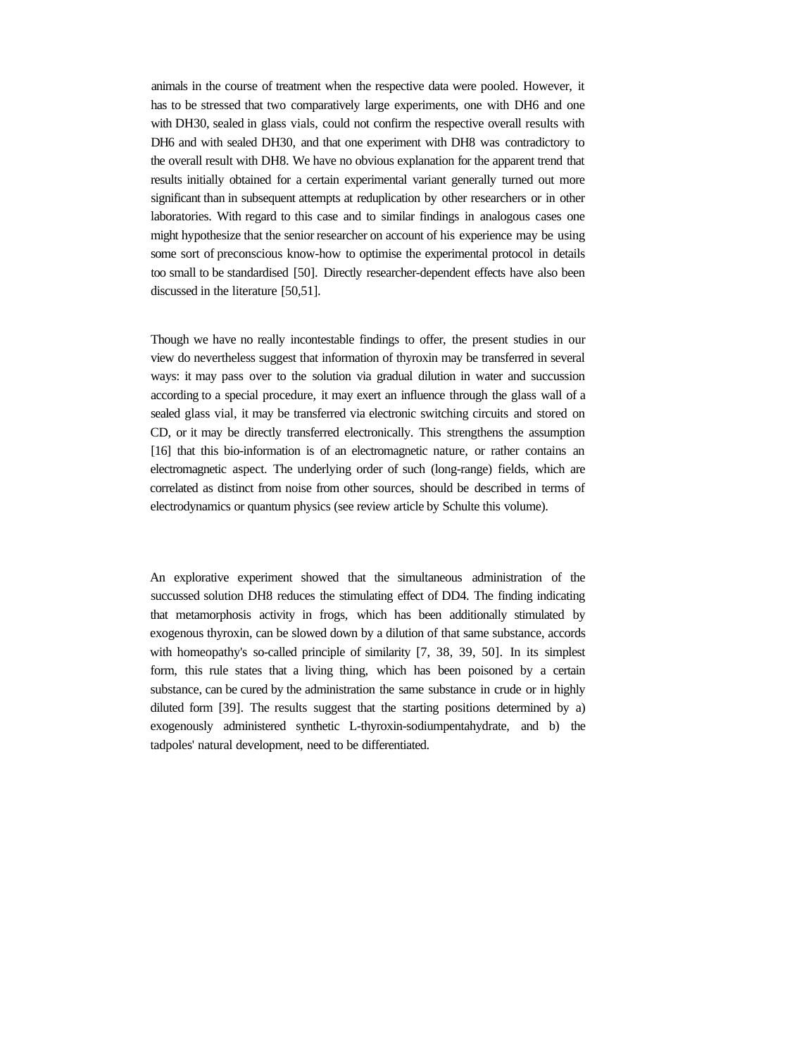animals in the course of treatment when the respective data were pooled. However, it has to be stressed that two comparatively large experiments, one with DH6 and one with DH30, sealed in glass vials, could not confirm the respective overall results with DH6 and with sealed DH30, and that one experiment with DH8 was contradictory to the overall result with DH8. We have no obvious explanation for the apparent trend that results initially obtained for a certain experimental variant generally turned out more significant than in subsequent attempts at reduplication by other researchers or in other laboratories. With regard to this case and to similar findings in analogous cases one might hypothesize that the senior researcher on account of his experience may be using some sort of preconscious know-how to optimise the experimental protocol in details too small to be standardised [50]. Directly researcher-dependent effects have also been discussed in the literature [50,51].

Though we have no really incontestable findings to offer, the present studies in our view do nevertheless suggest that information of thyroxin may be transferred in several ways: it may pass over to the solution via gradual dilution in water and succussion according to a special procedure, it may exert an influence through the glass wall of a sealed glass vial, it may be transferred via electronic switching circuits and stored on CD, or it may be directly transferred electronically. This strengthens the assumption [16] that this bio-information is of an electromagnetic nature, or rather contains an electromagnetic aspect. The underlying order of such (long-range) fields, which are correlated as distinct from noise from other sources, should be described in terms of electrodynamics or quantum physics (see review article by Schulte this volume).

An explorative experiment showed that the simultaneous administration of the succussed solution DH8 reduces the stimulating effect of DD4. The finding indicating that metamorphosis activity in frogs, which has been additionally stimulated by exogenous thyroxin, can be slowed down by a dilution of that same substance, accords with homeopathy's so-called principle of similarity [7, 38, 39, 50]. In its simplest form, this rule states that a living thing, which has been poisoned by a certain substance, can be cured by the administration the same substance in crude or in highly diluted form [39]. The results suggest that the starting positions determined by a) exogenously administered synthetic L-thyroxin-sodiumpentahydrate, and b) the tadpoles' natural development, need to be differentiated.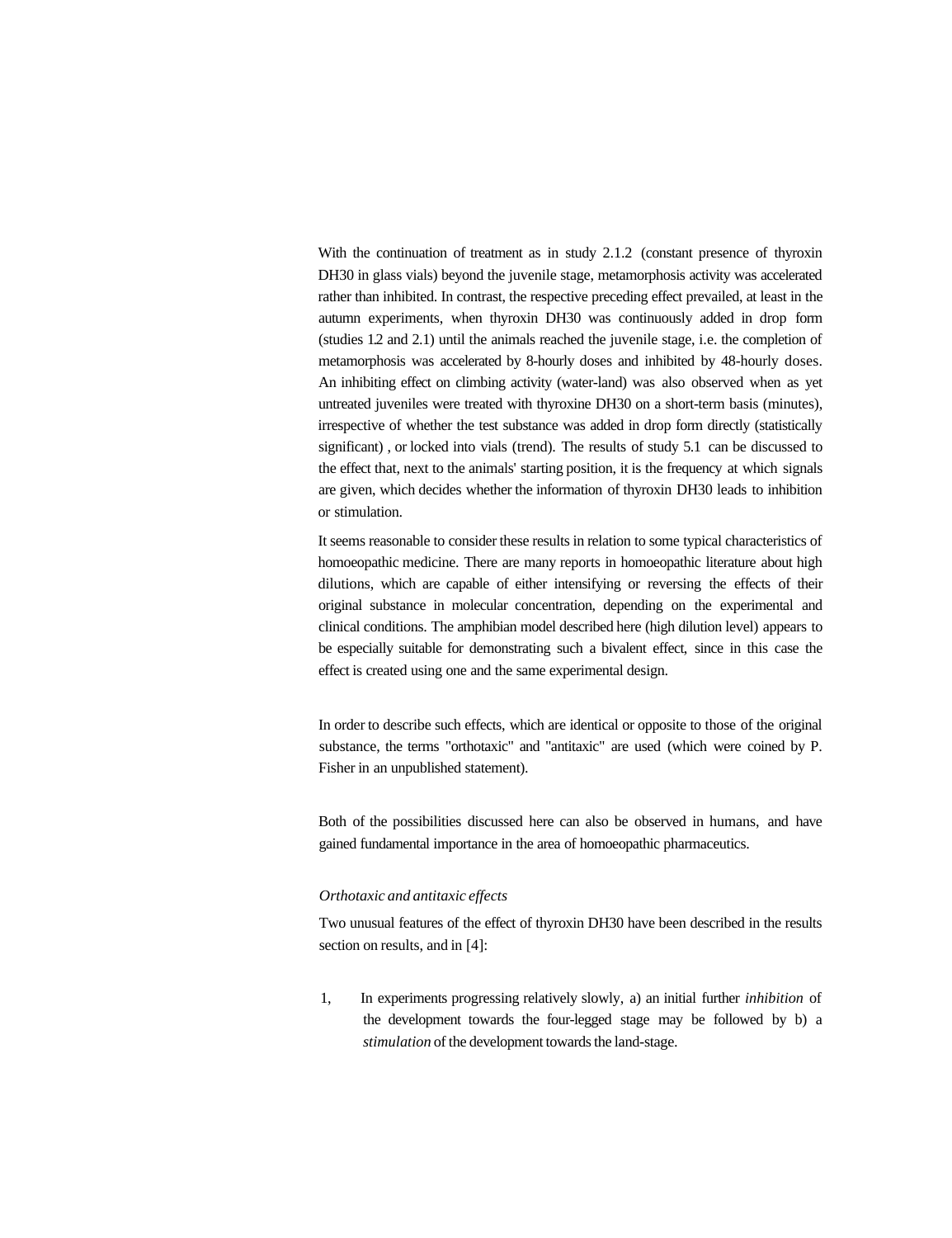With the continuation of treatment as in study 2.1.2 (constant presence of thyroxin DH30 in glass vials) beyond the juvenile stage, metamorphosis activity was accelerated rather than inhibited. In contrast, the respective preceding effect prevailed, at least in the autumn experiments, when thyroxin DH30 was continuously added in drop form (studies 1.2 and 2.1) until the animals reached the juvenile stage, i.e. the completion of metamorphosis was accelerated by 8-hourly doses and inhibited by 48-hourly doses. An inhibiting effect on climbing activity (water-land) was also observed when as yet untreated juveniles were treated with thyroxine DH30 on a short-term basis (minutes), irrespective of whether the test substance was added in drop form directly (statistically significant) , or locked into vials (trend). The results of study 5.1 can be discussed to the effect that, next to the animals' starting position, it is the frequency at which signals are given, which decides whether the information of thyroxin DH30 leads to inhibition or stimulation.

It seems reasonable to consider these results in relation to some typical characteristics of homoeopathic medicine. There are many reports in homoeopathic literature about high dilutions, which are capable of either intensifying or reversing the effects of their original substance in molecular concentration, depending on the experimental and clinical conditions. The amphibian model described here (high dilution level) appears to be especially suitable for demonstrating such a bivalent effect, since in this case the effect is created using one and the same experimental design.

In order to describe such effects, which are identical or opposite to those of the original substance, the terms "orthotaxic" and "antitaxic" are used (which were coined by P. Fisher in an unpublished statement).

Both of the possibilities discussed here can also be observed in humans, and have gained fundamental importance in the area of homoeopathic pharmaceutics.

*Orthotaxic and antitaxic effects*

Two unusual features of the effect of thyroxin DH30 have been described in the results section on results, and in [4]:

1, In experiments progressing relatively slowly, a) an initial further *inhibition* of the development towards the four-legged stage may be followed by b) a *stimulation* of the development towards the land-stage.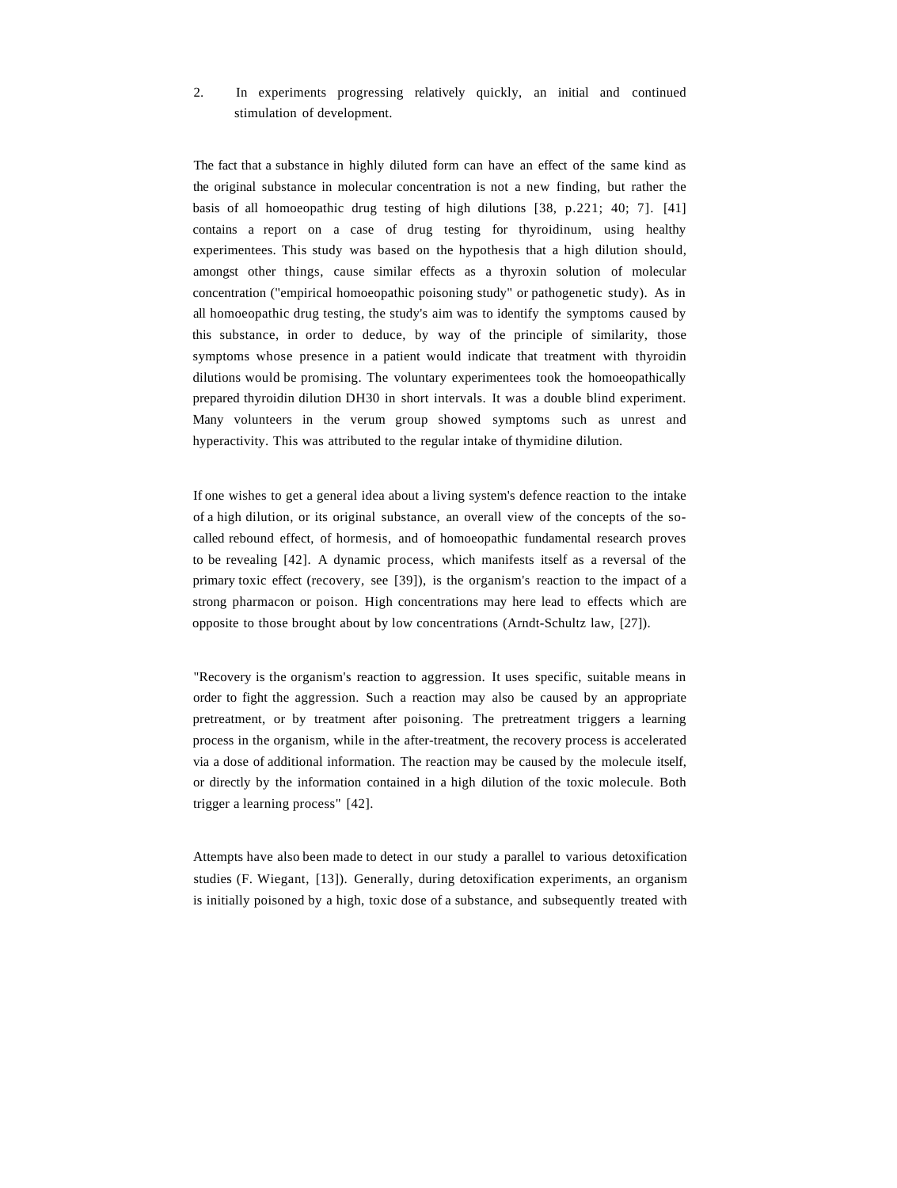2. In experiments progressing relatively quickly, an initial and continued stimulation of development.

The fact that a substance in highly diluted form can have an effect of the same kind as the original substance in molecular concentration is not a new finding, but rather the basis of all homoeopathic drug testing of high dilutions [38, p.221; 40; 7]. [41] contains a report on a case of drug testing for thyroidinum, using healthy experimentees. This study was based on the hypothesis that a high dilution should, amongst other things, cause similar effects as a thyroxin solution of molecular concentration ("empirical homoeopathic poisoning study" or pathogenetic study). As in all homoeopathic drug testing, the study's aim was to identify the symptoms caused by this substance, in order to deduce, by way of the principle of similarity, those symptoms whose presence in a patient would indicate that treatment with thyroidin dilutions would be promising. The voluntary experimentees took the homoeopathically prepared thyroidin dilution DH30 in short intervals. It was a double blind experiment. Many volunteers in the verum group showed symptoms such as unrest and hyperactivity. This was attributed to the regular intake of thymidine dilution.

If one wishes to get a general idea about a living system's defence reaction to the intake of a high dilution, or its original substance, an overall view of the concepts of the so-called rebound effect, of hormesis, and of homoeopathic fundamental research proves to be revealing [42]. A dynamic process, which manifests itself as a reversal of the primary toxic effect (recovery, see [39]), is the organism's reaction to the impact of a strong pharmacon or poison. High concentrations may here lead to effects which are opposite to those brought about by low concentrations (Arndt-Schultz law, [27]).

"Recovery is the organism's reaction to aggression. It uses specific, suitable means in order to fight the aggression. Such a reaction may also be caused by an appropriate pretreatment, or by treatment after poisoning. The pretreatment triggers a learning process in the organism, while in the after-treatment, the recovery process is accelerated via a dose of additional information. The reaction may be caused by the molecule itself, or directly by the information contained in a high dilution of the toxic molecule. Both trigger a learning process" [42].

Attempts have also been made to detect in our study a parallel to various detoxification studies (F. Wiegant, [13]). Generally, during detoxification experiments, an organism is initially poisoned by a high, toxic dose of a substance, and subsequently treated with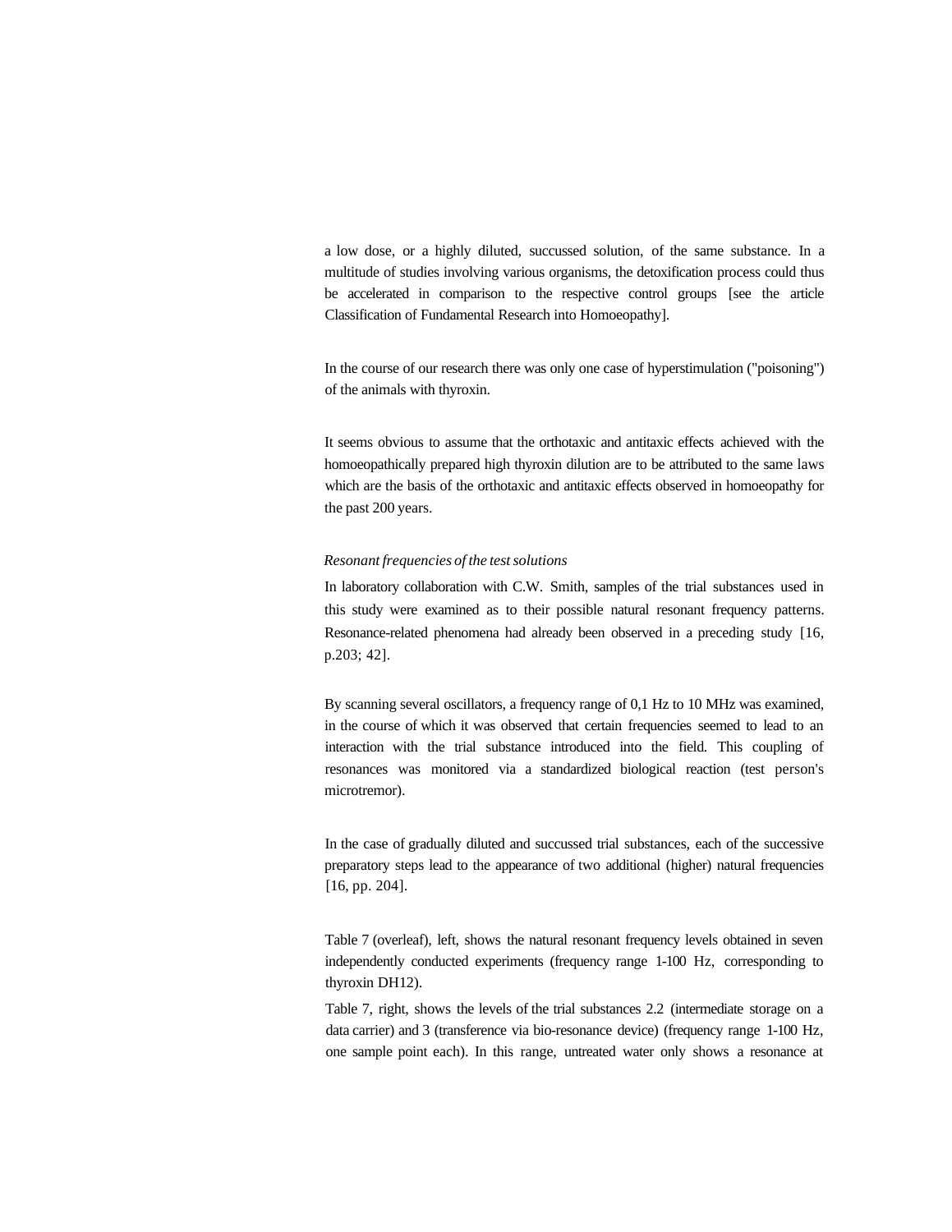a low dose, or a highly diluted, succussed solution, of the same substance. In a multitude of studies involving various organisms, the detoxification process could thus be accelerated in comparison to the respective control groups [see the article Classification of Fundamental Research into Homoeopathy].

In the course of our research there was only one case of hyperstimulation ("poisoning") of the animals with thyroxin.

It seems obvious to assume that the orthotaxic and antitaxic effects achieved with the homoeopathically prepared high thyroxin dilution are to be attributed to the same laws which are the basis of the orthotaxic and antitaxic effects observed in homoeopathy for the past 200 years.

*Resonant frequencies of the test solutions*

In laboratory collaboration with C.W. Smith, samples of the trial substances used in this study were examined as to their possible natural resonant frequency patterns. Resonance-related phenomena had already been observed in a preceding study [16, p.203; 42].

By scanning several oscillators, a frequency range of 0,1 Hz to 10 MHz was examined, in the course of which it was observed that certain frequencies seemed to lead to an interaction with the trial substance introduced into the field. This coupling of resonances was monitored via a standardized biological reaction (test person's microtremor).

In the case of gradually diluted and succussed trial substances, each of the successive preparatory steps lead to the appearance of two additional (higher) natural frequencies [16, pp. 204].

Table 7 (overleaf), left, shows the natural resonant frequency levels obtained in seven independently conducted experiments (frequency range 1-100 Hz, corresponding to thyroxin DH12).

Table 7, right, shows the levels of the trial substances 2.2 (intermediate storage on a data carrier) and 3 (transference via bio-resonance device) (frequency range 1-100 Hz, one sample point each). In this range, untreated water only shows a resonance at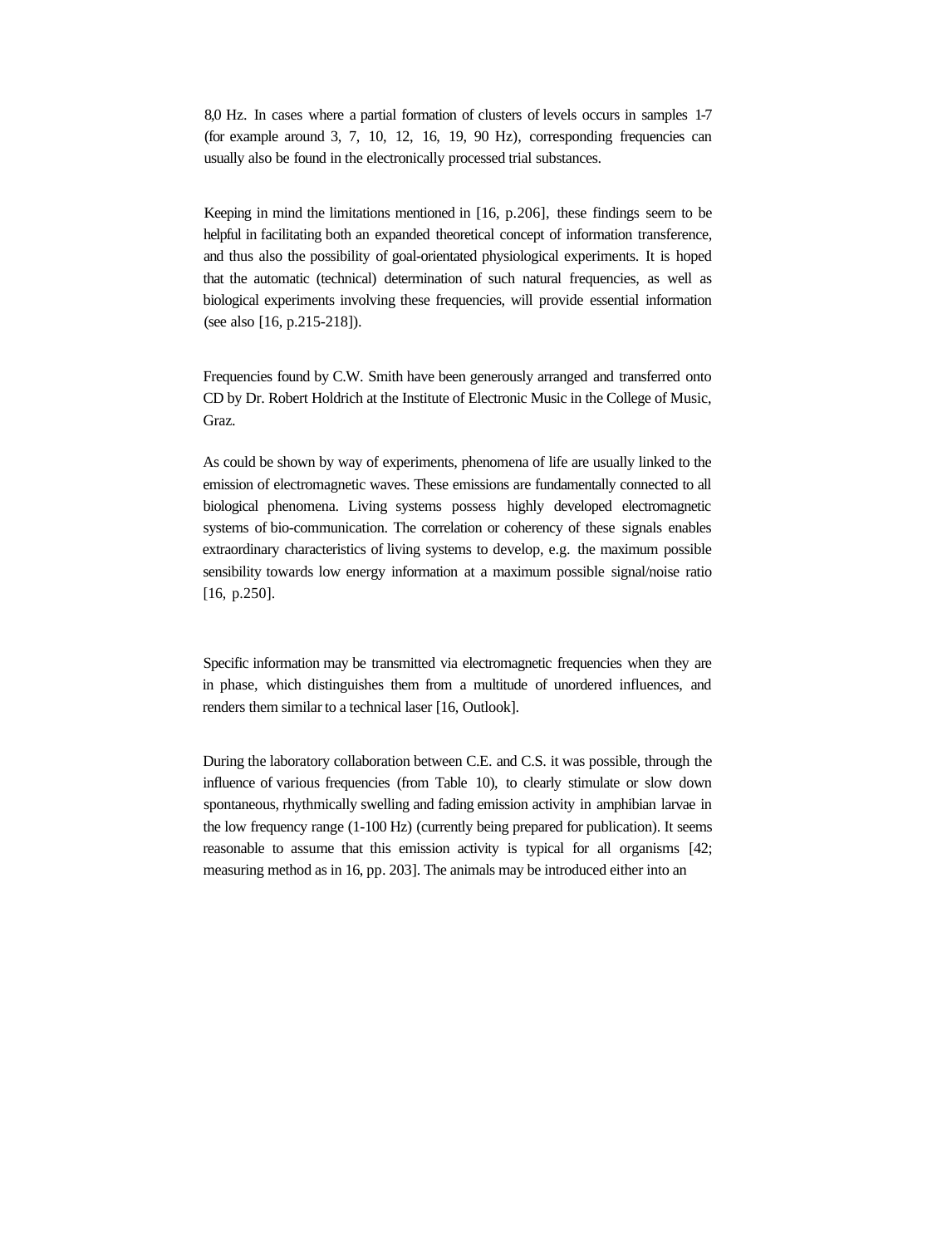8,0 Hz. In cases where a partial formation of clusters of levels occurs in samples 1-7 (for example around 3, 7, 10, 12, 16, 19, 90 Hz), corresponding frequencies can usually also be found in the electronically processed trial substances.

Keeping in mind the limitations mentioned in [16, p.206], these findings seem to be helpful in facilitating both an expanded theoretical concept of information transference, and thus also the possibility of goal-orientated physiological experiments. It is hoped that the automatic (technical) determination of such natural frequencies, as well as biological experiments involving these frequencies, will provide essential information (see also [16, p.215-218]).

Frequencies found by C.W. Smith have been generously arranged and transferred onto CD by Dr. Robert Holdrich at the Institute of Electronic Music in the College of Music, Graz.

As could be shown by way of experiments, phenomena of life are usually linked to the emission of electromagnetic waves. These emissions are fundamentally connected to all biological phenomena. Living systems possess highly developed electromagnetic systems of bio-communication. The correlation or coherency of these signals enables extraordinary characteristics of living systems to develop, e.g. the maximum possible sensibility towards low energy information at a maximum possible signal/noise ratio [16, p.250].

Specific information may be transmitted via electromagnetic frequencies when they are in phase, which distinguishes them from a multitude of unordered influences, and renders them similar to a technical laser [16, Outlook].

During the laboratory collaboration between C.E. and C.S. it was possible, through the influence of various frequencies (from Table 10), to clearly stimulate or slow down spontaneous, rhythmically swelling and fading emission activity in amphibian larvae in the low frequency range (1-100 Hz) (currently being prepared for publication). It seems reasonable to assume that this emission activity is typical for all organisms [42; measuring method as in 16, pp. 203]. The animals may be introduced either into an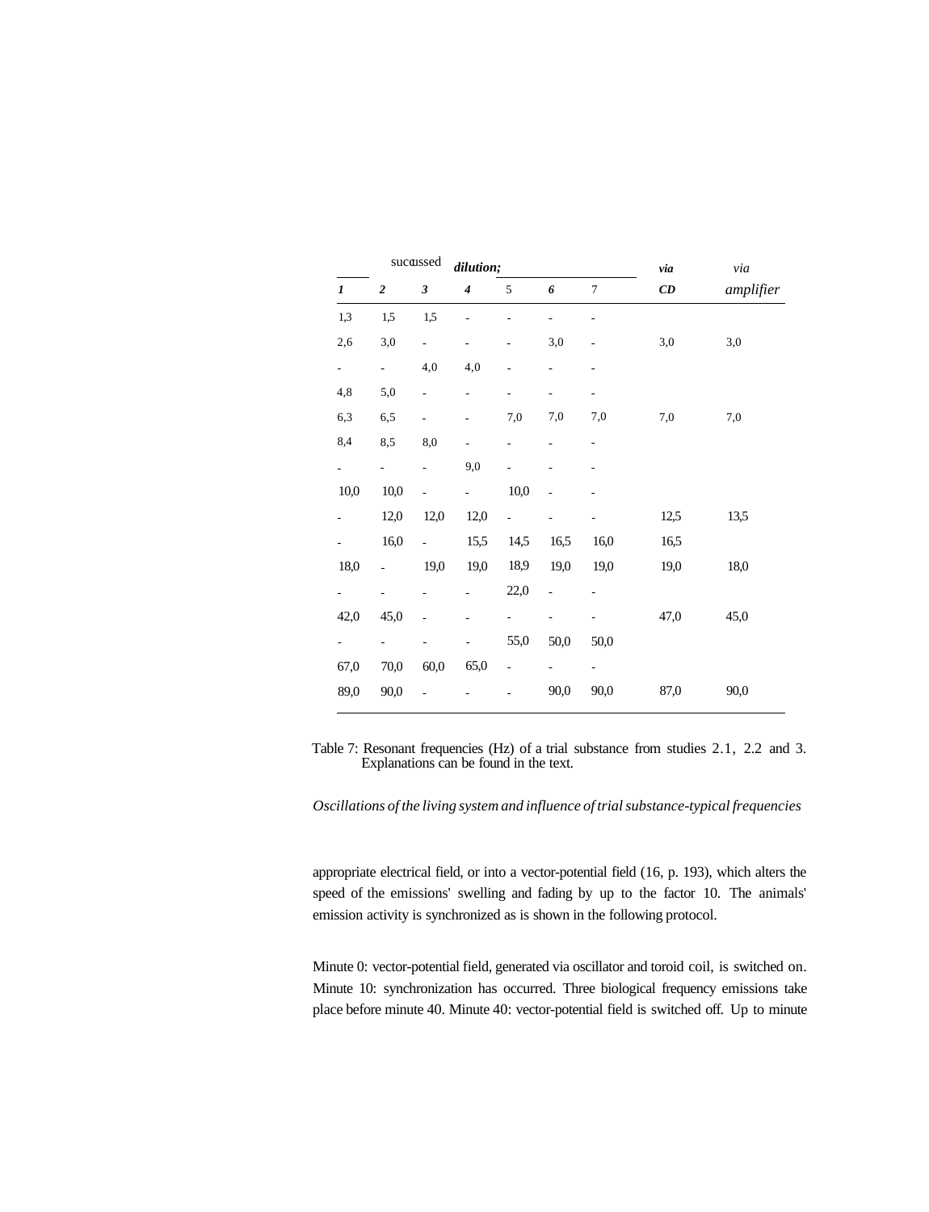| succussed dilution; | | | | | | | via | via |
|---|---|---|---|---|---|---|---|---|
| *1* | *2* | *3* | *4* | 5 | *6* | 7 | *CD* | *amplifier* |
| 1,3 | 1,5 | 1,5 | - | - | - | - | | |
| 2,6 | 3,0 | - | - | - | 3,0 | - | 3,0 | 3,0 |
| - | - | 4,0 | 4,0 | - | - | - | | |
| 4,8 | 5,0 | - | - | - | - | - | | |
| 6,3 | 6,5 | - | - | 7,0 | 7,0 | 7,0 | 7,0 | 7,0 |
| 8,4 | 8,5 | 8,0 | - | - | - | - | | |
| - | - | - | 9,0 | - | - | - | | |
| 10,0 | 10,0 | - | - | 10,0 | - | - | | |
| - | 12,0 | 12,0 | 12,0 | - | - | - | 12,5 | 13,5 |
| - | 16,0 | - | 15,5 | 14,5 | 16,5 | 16,0 | 16,5 | |
| 18,0 | - | 19,0 | 19,0 | 18,9 | 19,0 | 19,0 | 19,0 | 18,0 |
| - | - | - | - | 22,0 | - | - | | |
| 42,0 | 45,0 | - | - | - | - | - | 47,0 | 45,0 |
| - | - | - | - | 55,0 | 50,0 | 50,0 | | |
| 67,0 | 70,0 | 60,0 | 65,0 | - | - | - | | |
| 89,0 | 90,0 | - | - | - | 90,0 | 90,0 | 87,0 | 90,0 |

Table 7: Resonant frequencies (Hz) of a trial substance from studies 2.1, 2.2 and 3. Explanations can be found in the text.

*Oscillations of the living system and influence of trial substance-typical frequencies*

appropriate electrical field, or into a vector-potential field (16, p. 193), which alters the speed of the emissions' swelling and fading by up to the factor 10. The animals' emission activity is synchronized as is shown in the following protocol.

Minute 0: vector-potential field, generated via oscillator and toroid coil, is switched on. Minute 10: synchronization has occurred. Three biological frequency emissions take place before minute 40. Minute 40: vector-potential field is switched off. Up to minute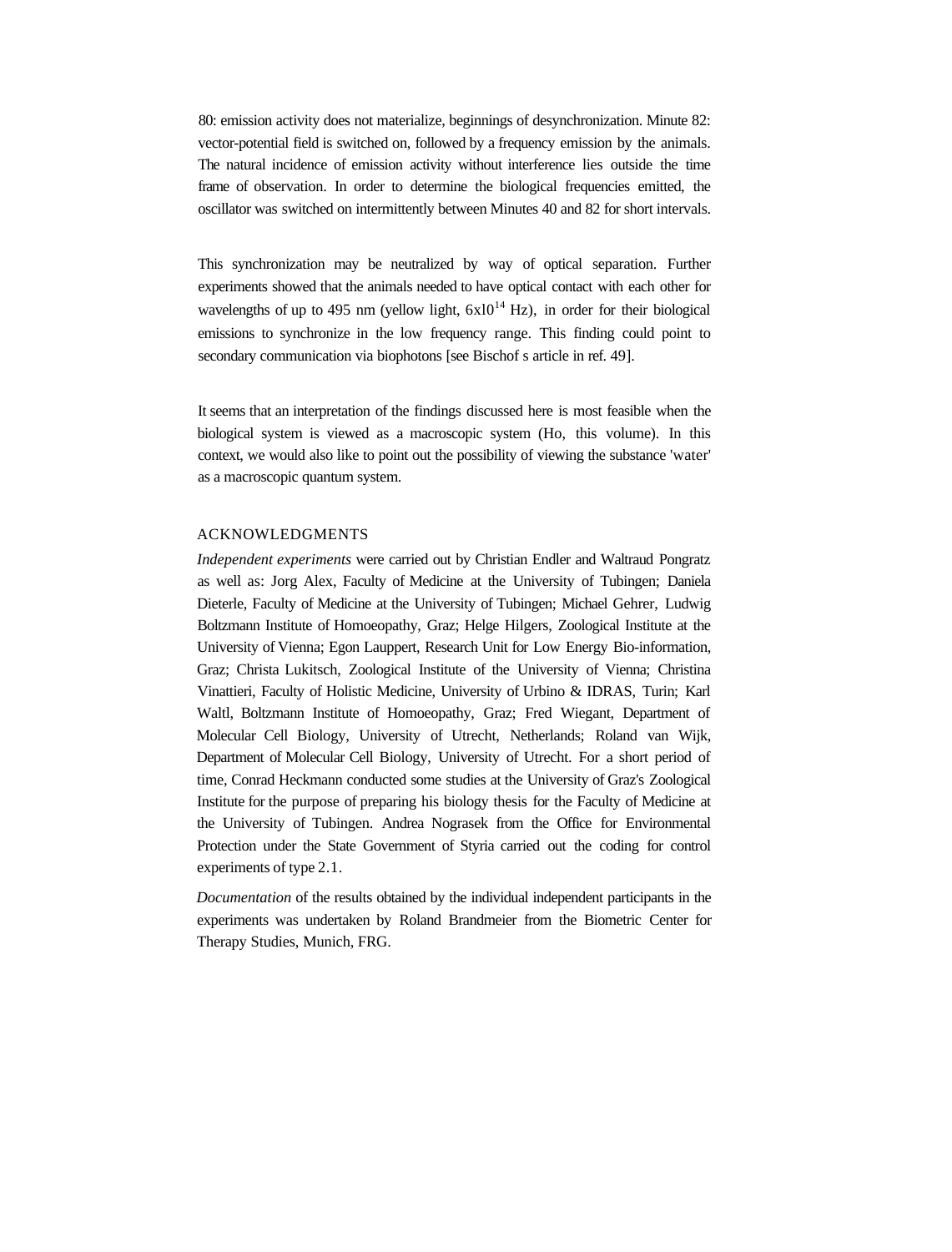80: emission activity does not materialize, beginnings of desynchronization. Minute 82: vector-potential field is switched on, followed by a frequency emission by the animals. The natural incidence of emission activity without interference lies outside the time frame of observation. In order to determine the biological frequencies emitted, the oscillator was switched on intermittently between Minutes 40 and 82 for short intervals.

This synchronization may be neutralized by way of optical separation. Further experiments showed that the animals needed to have optical contact with each other for wavelengths of up to 495 nm (yellow light, $6x10^{14}$ Hz), in order for their biological emissions to synchronize in the low frequency range. This finding could point to secondary communication via biophotons [see Bischof s article in ref. 49].

It seems that an interpretation of the findings discussed here is most feasible when the biological system is viewed as a macroscopic system (Ho, this volume). In this context, we would also like to point out the possibility of viewing the substance 'water' as a macroscopic quantum system.

## ACKNOWLEDGMENTS

*Independent experiments* were carried out by Christian Endler and Waltraud Pongratz as well as: Jorg Alex, Faculty of Medicine at the University of Tubingen; Daniela Dieterle, Faculty of Medicine at the University of Tubingen; Michael Gehrer, Ludwig Boltzmann Institute of Homoeopathy, Graz; Helge Hilgers, Zoological Institute at the University of Vienna; Egon Lauppert, Research Unit for Low Energy Bio-information, Graz; Christa Lukitsch, Zoological Institute of the University of Vienna; Christina Vinattieri, Faculty of Holistic Medicine, University of Urbino & IDRAS, Turin; Karl Waltl, Boltzmann Institute of Homoeopathy, Graz; Fred Wiegant, Department of Molecular Cell Biology, University of Utrecht, Netherlands; Roland van Wijk, Department of Molecular Cell Biology, University of Utrecht. For a short period of time, Conrad Heckmann conducted some studies at the University of Graz's Zoological Institute for the purpose of preparing his biology thesis for the Faculty of Medicine at the University of Tubingen. Andrea Nograsek from the Office for Environmental Protection under the State Government of Styria carried out the coding for control experiments of type 2.1.

*Documentation* of the results obtained by the individual independent participants in the experiments was undertaken by Roland Brandmeier from the Biometric Center for Therapy Studies, Munich, FRG.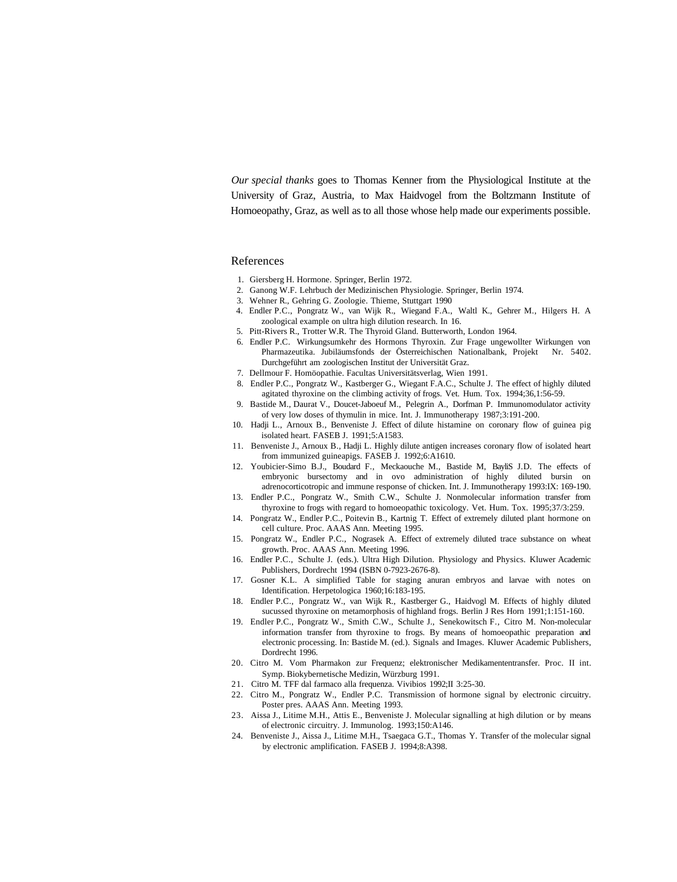*Our special thanks* goes to Thomas Kenner from the Physiological Institute at the University of Graz, Austria, to Max Haidvogel from the Boltzmann Institute of Homoeopathy, Graz, as well as to all those whose help made our experiments possible.

## References

1. Giersberg H. Hormone. Springer, Berlin 1972.
2. Ganong W.F. Lehrbuch der Medizinischen Physiologie. Springer, Berlin 1974.
3. Wehner R., Gehring G. Zoologie. Thieme, Stuttgart 1990
4. Endler P.C., Pongratz W., van Wijk R., Wiegand F.A., Waltl K., Gehrer M., Hilgers H. A zoological example on ultra high dilution research. In 16.
5. Pitt-Rivers R., Trotter W.R. The Thyroid Gland. Butterworth, London 1964.
6. Endler P.C. Wirkungsumkehr des Hormons Thyroxin. Zur Frage ungewollter Wirkungen von Pharmazeutika. Jubiläumsfonds der Österreichischen Nationalbank, Projekt Nr. 5402. Durchgeführt am zoologischen Institut der Universität Graz.
7. Dellmour F. Homöopathie. Facultas Universitätsverlag, Wien 1991.
8. Endler P.C., Pongratz W., Kastberger G., Wiegant F.A.C., Schulte J. The effect of highly diluted agitated thyroxine on the climbing activity of frogs. Vet. Hum. Tox. 1994;36,1:56-59.
9. Bastide M., Daurat V., Doucet-Jaboeuf M., Pelegrin A., Dorfman P. Immunomodulator activity of very low doses of thymulin in mice. Int. J. Immunotherapy 1987;3:191-200.
10. Hadji L., Arnoux B., Benveniste J. Effect of dilute histamine on coronary flow of guinea pig isolated heart. FASEB J. 1991;5:A1583.
11. Benveniste J., Arnoux B., Hadji L. Highly dilute antigen increases coronary flow of isolated heart from immunized guineapigs. FASEB J. 1992;6:A1610.
12. Youbicier-Simo B.J., Boudard F., Meckaouche M., Bastide M, BayliS J.D. The effects of embryonic bursectomy and in ovo administration of highly diluted bursin on adrenocorticotropic and immune response of chicken. Int. J. Immunotherapy 1993:IX: 169-190.
13. Endler P.C., Pongratz W., Smith C.W., Schulte J. Nonmolecular information transfer from thyroxine to frogs with regard to homoeopathic toxicology. Vet. Hum. Tox. 1995;37/3:259.
14. Pongratz W., Endler P.C., Poitevin B., Kartnig T. Effect of extremely diluted plant hormone on cell culture. Proc. AAAS Ann. Meeting 1995.
15. Pongratz W., Endler P.C., Nograsek A. Effect of extremely diluted trace substance on wheat growth. Proc. AAAS Ann. Meeting 1996.
16. Endler P.C., Schulte J. (eds.). Ultra High Dilution. Physiology and Physics. Kluwer Academic Publishers, Dordrecht 1994 (ISBN 0-7923-2676-8).
17. Gosner K.L. A simplified Table for staging anuran embryos and larvae with notes on Identification. Herpetologica 1960;16:183-195.
18. Endler P.C., Pongratz W., van Wijk R., Kastberger G., Haidvogl M. Effects of highly diluted sucussed thyroxine on metamorphosis of highland frogs. Berlin J Res Horn 1991;1:151-160.
19. Endler P.C., Pongratz W., Smith C.W., Schulte J., Senekowitsch F., Citro M. Non-molecular information transfer from thyroxine to frogs. By means of homoeopathic preparation and electronic processing. In: Bastide M. (ed.). Signals and Images. Kluwer Academic Publishers, Dordrecht 1996.
20. Citro M. Vom Pharmakon zur Frequenz; elektronischer Medikamententransfer. Proc. II int. Symp. Biokybernetische Medizin, Würzburg 1991.
21. Citro M. TFF dal farmaco alla frequenza. Vivibios 1992;II 3:25-30.
22. Citro M., Pongratz W., Endler P.C. Transmission of hormone signal by electronic circuitry. Poster pres. AAAS Ann. Meeting 1993.
23. Aissa J., Litime M.H., Attis E., Benveniste J. Molecular signalling at high dilution or by means of electronic circuitry. J. Immunolog. 1993;150:A146.
24. Benveniste J., Aissa J., Litime M.H., Tsaegaca G.T., Thomas Y. Transfer of the molecular signal by electronic amplification. FASEB J. 1994;8:A398.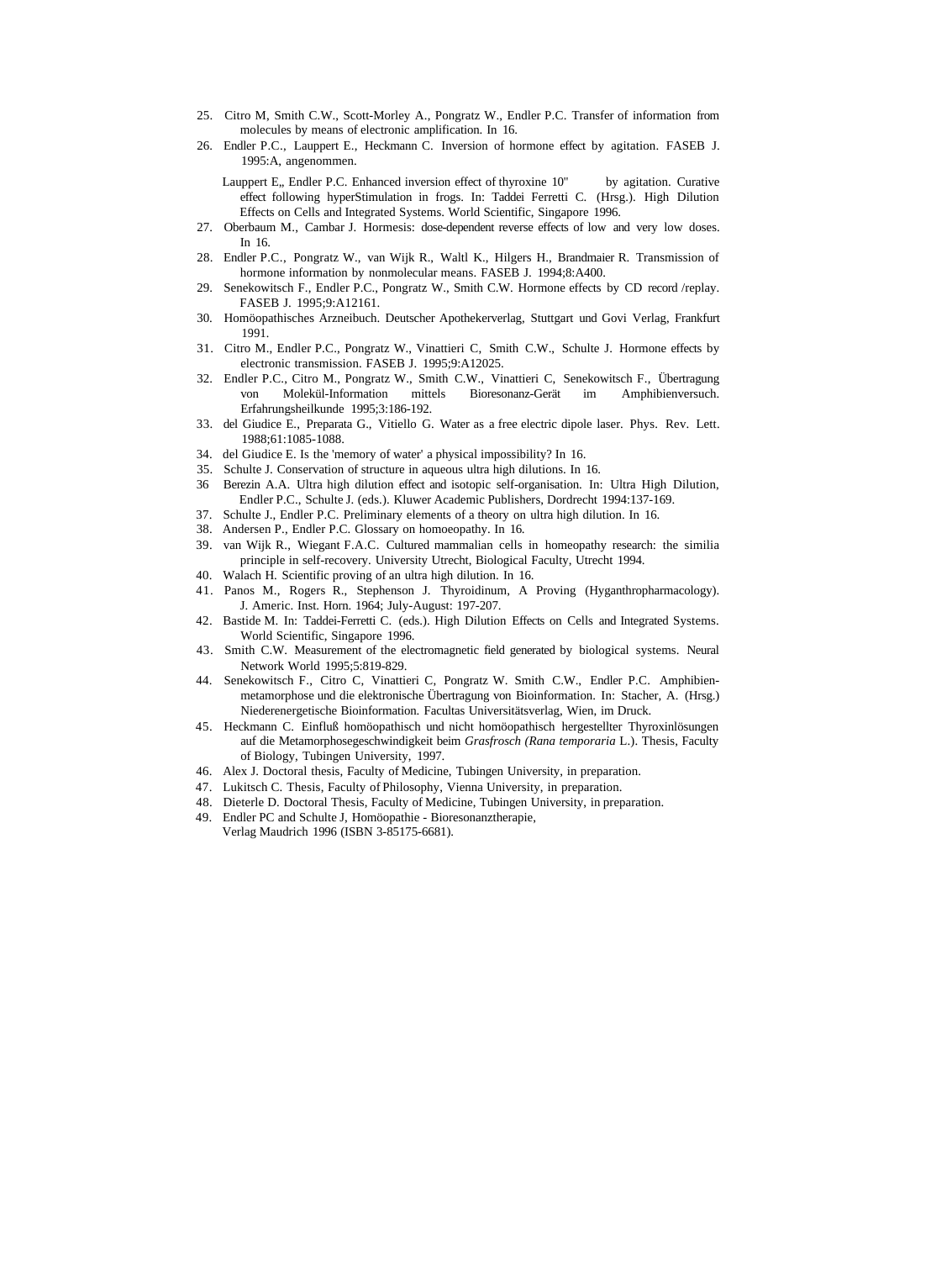25. Citro M, Smith C.W., Scott-Morley A., Pongratz W., Endler P.C. Transfer of information from molecules by means of electronic amplification. In 16.
26. Endler P.C., Lauppert E., Heckmann C. Inversion of hormone effect by agitation. FASEB J. 1995:A, angenommen.

    Lauppert E,, Endler P.C. Enhanced inversion effect of thyroxine 10" by agitation. Curative effect following hyperStimulation in frogs. In: Taddei Ferretti C. (Hrsg.). High Dilution Effects on Cells and Integrated Systems. World Scientific, Singapore 1996.
27. Oberbaum M., Cambar J. Hormesis: dose-dependent reverse effects of low and very low doses. In 16.
28. Endler P.C., Pongratz W., van Wijk R., Waltl K., Hilgers H., Brandmaier R. Transmission of hormone information by nonmolecular means. FASEB J. 1994;8:A400.
29. Senekowitsch F., Endler P.C., Pongratz W., Smith C.W. Hormone effects by CD record /replay. FASEB J. 1995;9:A12161.
30. Homöopathisches Arzneibuch. Deutscher Apothekerverlag, Stuttgart und Govi Verlag, Frankfurt 1991.
31. Citro M., Endler P.C., Pongratz W., Vinattieri C, Smith C.W., Schulte J. Hormone effects by electronic transmission. FASEB J. 1995;9:A12025.
32. Endler P.C., Citro M., Pongratz W., Smith C.W., Vinattieri C, Senekowitsch F., Übertragung von Molekül-Information mittels Bioresonanz-Gerät im Amphibienversuch. Erfahrungsheilkunde 1995;3:186-192.
33. del Giudice E., Preparata G., Vitiello G. Water as a free electric dipole laser. Phys. Rev. Lett. 1988;61:1085-1088.
34. del Giudice E. Is the 'memory of water' a physical impossibility? In 16.
35. Schulte J. Conservation of structure in aqueous ultra high dilutions. In 16.
36 Berezin A.A. Ultra high dilution effect and isotopic self-organisation. In: Ultra High Dilution, Endler P.C., Schulte J. (eds.). Kluwer Academic Publishers, Dordrecht 1994:137-169.
37. Schulte J., Endler P.C. Preliminary elements of a theory on ultra high dilution. In 16.
38. Andersen P., Endler P.C. Glossary on homoeopathy. In 16.
39. van Wijk R., Wiegant F.A.C. Cultured mammalian cells in homeopathy research: the similia principle in self-recovery. University Utrecht, Biological Faculty, Utrecht 1994.
40. Walach H. Scientific proving of an ultra high dilution. In 16.
41. Panos M., Rogers R., Stephenson J. Thyroidinum, A Proving (Hyganthropharmacology). J. Americ. Inst. Horn. 1964; July-August: 197-207.
42. Bastide M. In: Taddei-Ferretti C. (eds.). High Dilution Effects on Cells and Integrated Systems. World Scientific, Singapore 1996.
43. Smith C.W. Measurement of the electromagnetic field generated by biological systems. Neural Network World 1995;5:819-829.
44. Senekowitsch F., Citro C, Vinattieri C, Pongratz W. Smith C.W., Endler P.C. Amphibien-metamorphose und die elektronische Übertragung von Bioinformation. In: Stacher, A. (Hrsg.) Niederenergetische Bioinformation. Facultas Universitätsverlag, Wien, im Druck.
45. Heckmann C. Einfluß homöopathisch und nicht homöopathisch hergestellter Thyroxinlösungen auf die Metamorphosegeschwindigkeit beim *Grasfrosch (Rana temporaria* L.). Thesis, Faculty of Biology, Tubingen University, 1997.
46. Alex J. Doctoral thesis, Faculty of Medicine, Tubingen University, in preparation.
47. Lukitsch C. Thesis, Faculty of Philosophy, Vienna University, in preparation.
48. Dieterle D. Doctoral Thesis, Faculty of Medicine, Tubingen University, in preparation.
49. Endler PC and Schulte J, Homöopathie - Bioresonanztherapie, Verlag Maudrich 1996 (ISBN 3-85175-6681).